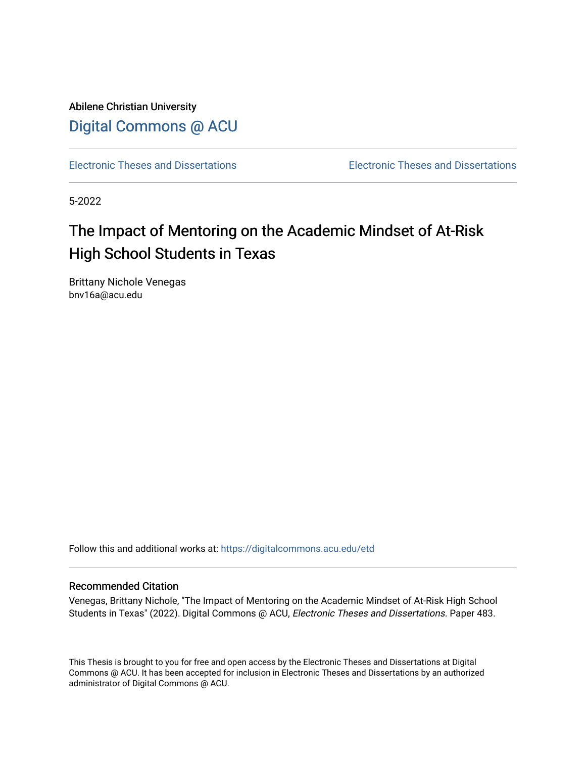Abilene Christian University

Digital Commons @ ACU

Electronic Theses and Dissertations | Electronic Theses and Dissertations

5-2022

# The Impact of Mentoring on the Academic Mindset of At-Risk High School Students in Texas

Brittany Nichole Venegas
bnv16a@acu.edu

Follow this and additional works at: https://digitalcommons.acu.edu/etd

## Recommended Citation

Venegas, Brittany Nichole, "The Impact of Mentoring on the Academic Mindset of At-Risk High School Students in Texas" (2022). Digital Commons @ ACU, *Electronic Theses and Dissertations.* Paper 483.

This Thesis is brought to you for free and open access by the Electronic Theses and Dissertations at Digital Commons @ ACU. It has been accepted for inclusion in Electronic Theses and Dissertations by an authorized administrator of Digital Commons @ ACU.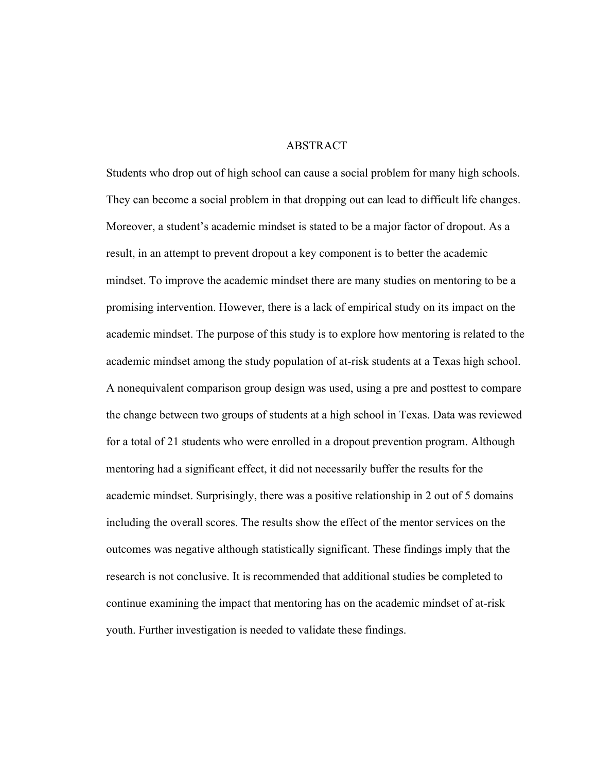# ABSTRACT

Students who drop out of high school can cause a social problem for many high schools. They can become a social problem in that dropping out can lead to difficult life changes. Moreover, a student's academic mindset is stated to be a major factor of dropout. As a result, in an attempt to prevent dropout a key component is to better the academic mindset. To improve the academic mindset there are many studies on mentoring to be a promising intervention. However, there is a lack of empirical study on its impact on the academic mindset. The purpose of this study is to explore how mentoring is related to the academic mindset among the study population of at-risk students at a Texas high school. A nonequivalent comparison group design was used, using a pre and posttest to compare the change between two groups of students at a high school in Texas. Data was reviewed for a total of 21 students who were enrolled in a dropout prevention program. Although mentoring had a significant effect, it did not necessarily buffer the results for the academic mindset. Surprisingly, there was a positive relationship in 2 out of 5 domains including the overall scores. The results show the effect of the mentor services on the outcomes was negative although statistically significant. These findings imply that the research is not conclusive. It is recommended that additional studies be completed to continue examining the impact that mentoring has on the academic mindset of at-risk youth. Further investigation is needed to validate these findings.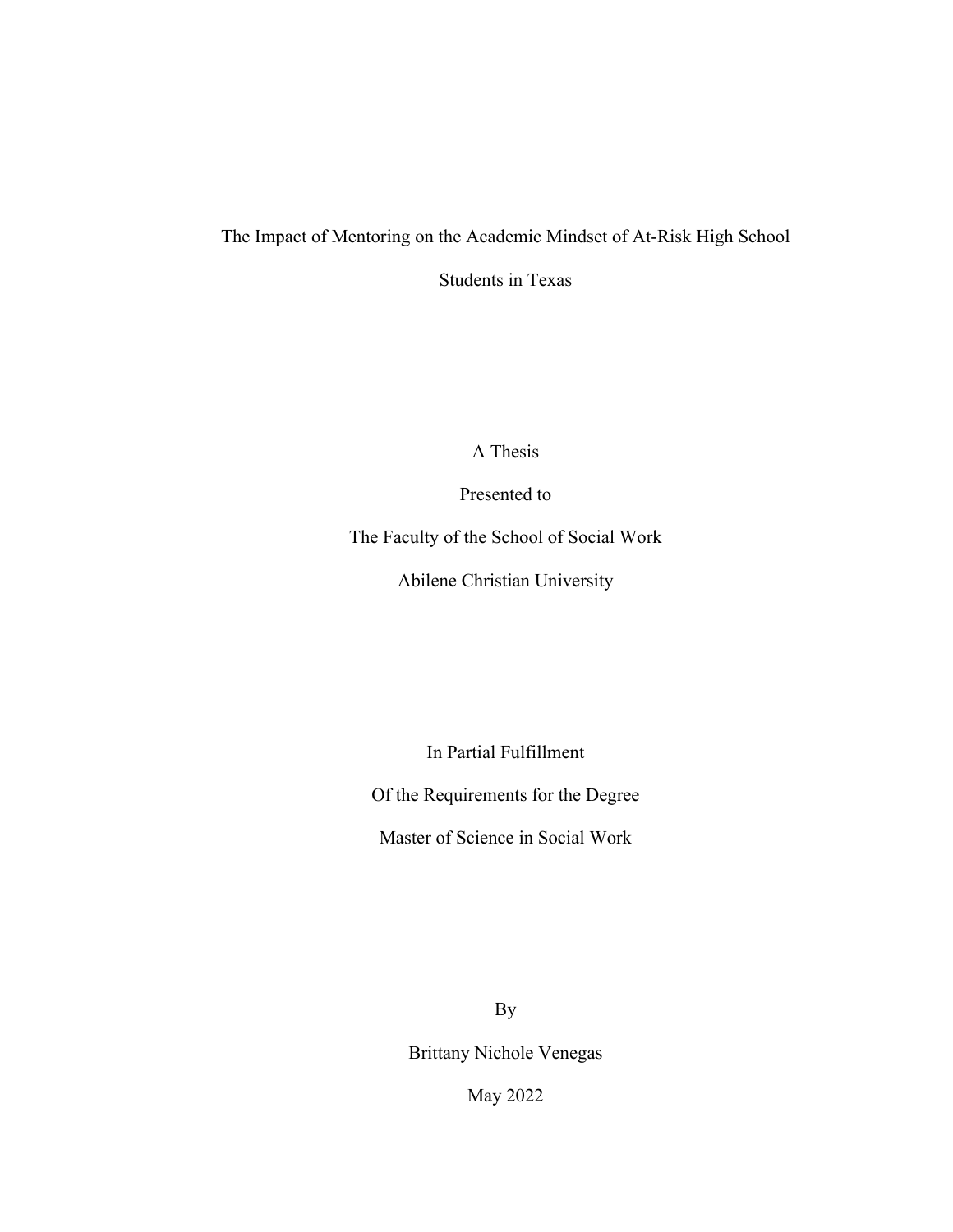# The Impact of Mentoring on the Academic Mindset of At-Risk High School Students in Texas

A Thesis

Presented to

The Faculty of the School of Social Work

Abilene Christian University

In Partial Fulfillment

Of the Requirements for the Degree

Master of Science in Social Work

By

Brittany Nichole Venegas

May 2022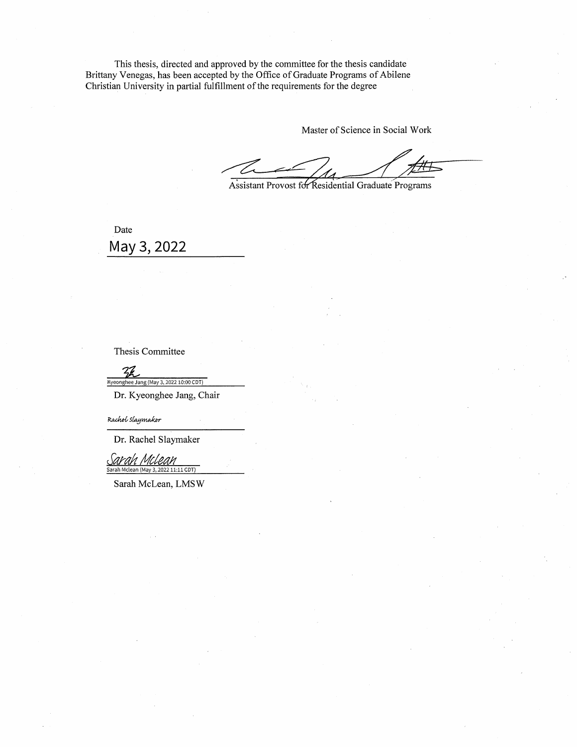This thesis, directed and approved by the committee for the thesis candidate Brittany Venegas, has been accepted by the Office of Graduate Programs of Abilene Christian University in partial fulfillment of the requirements for the degree

Master of Science in Social Work

Assistant Provost for Residential Graduate Programs

Date

May 3, 2022

Thesis Committee

Kyeonghee Jang (May 3, 2022 10:00 CDT)

Dr. Kyeonghee Jang, Chair

Rachel Slaymaker

Dr. Rachel Slaymaker

Sarah Mclean

Sarah Mclean (May 3, 2022 11:11 CDT)

Sarah McLean, LMSW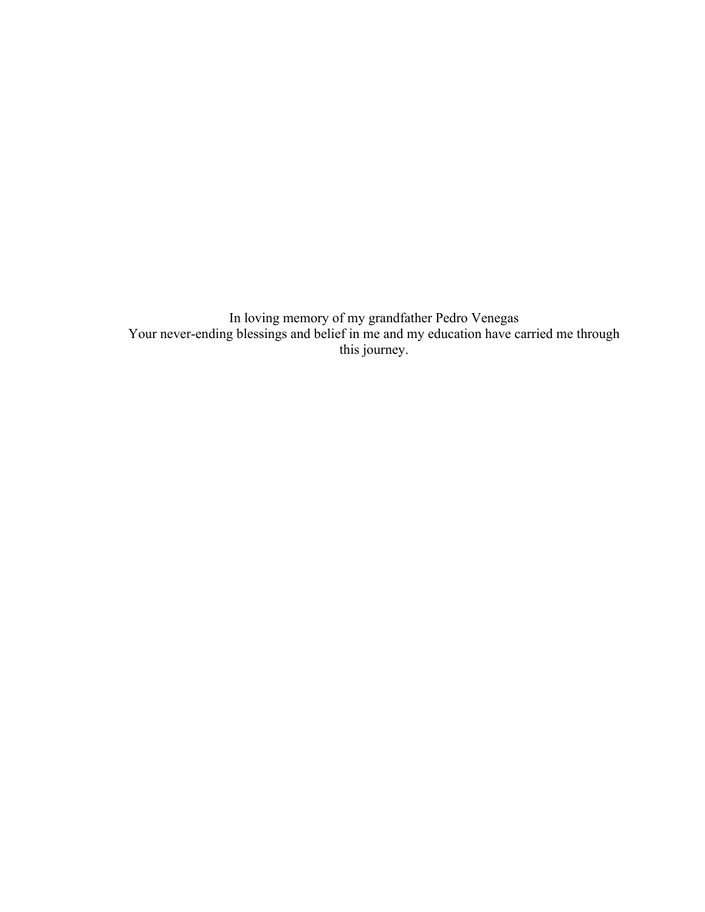In loving memory of my grandfather Pedro Venegas
Your never-ending blessings and belief in me and my education have carried me through this journey.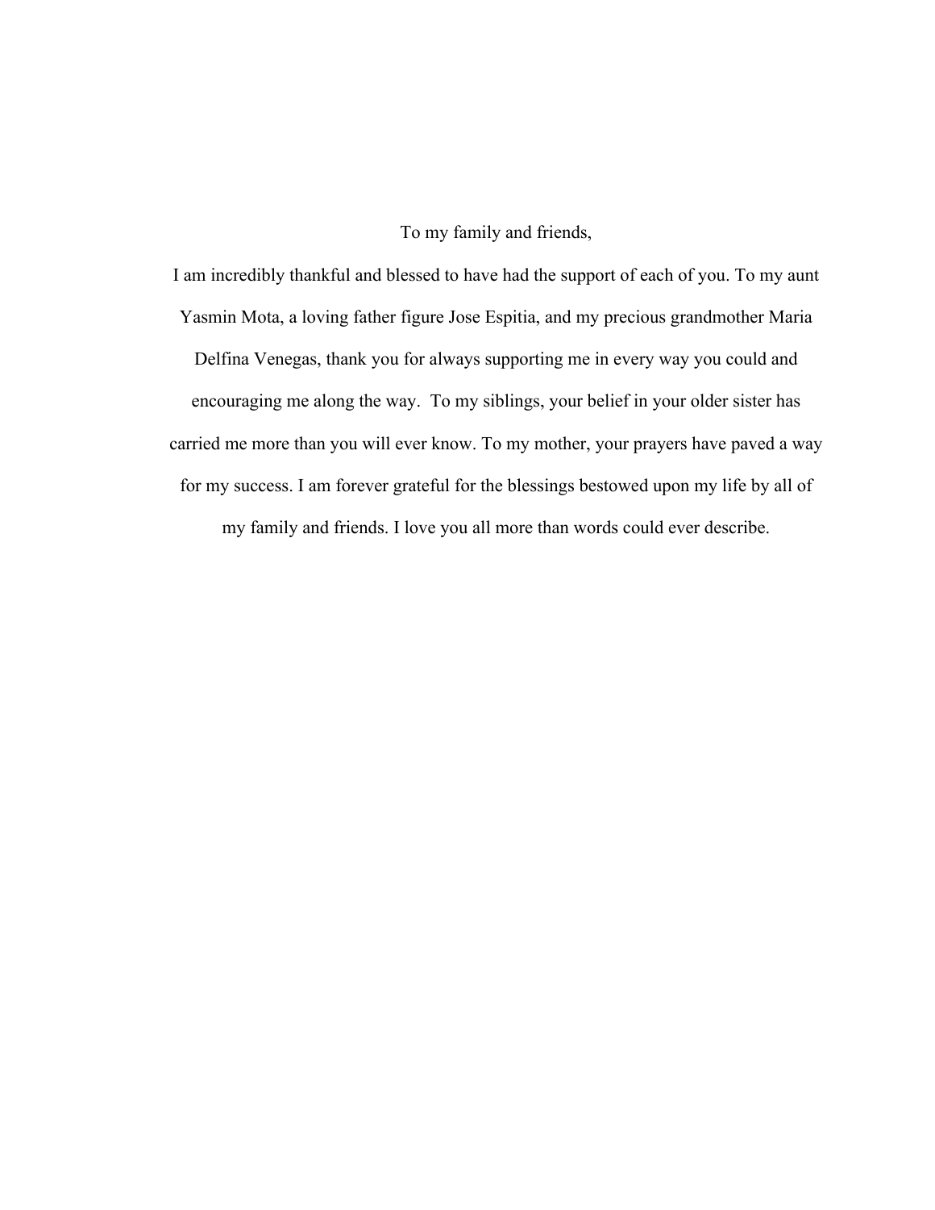To my family and friends,

I am incredibly thankful and blessed to have had the support of each of you. To my aunt Yasmin Mota, a loving father figure Jose Espitia, and my precious grandmother Maria Delfina Venegas, thank you for always supporting me in every way you could and encouraging me along the way.  To my siblings, your belief in your older sister has carried me more than you will ever know. To my mother, your prayers have paved a way for my success. I am forever grateful for the blessings bestowed upon my life by all of my family and friends. I love you all more than words could ever describe.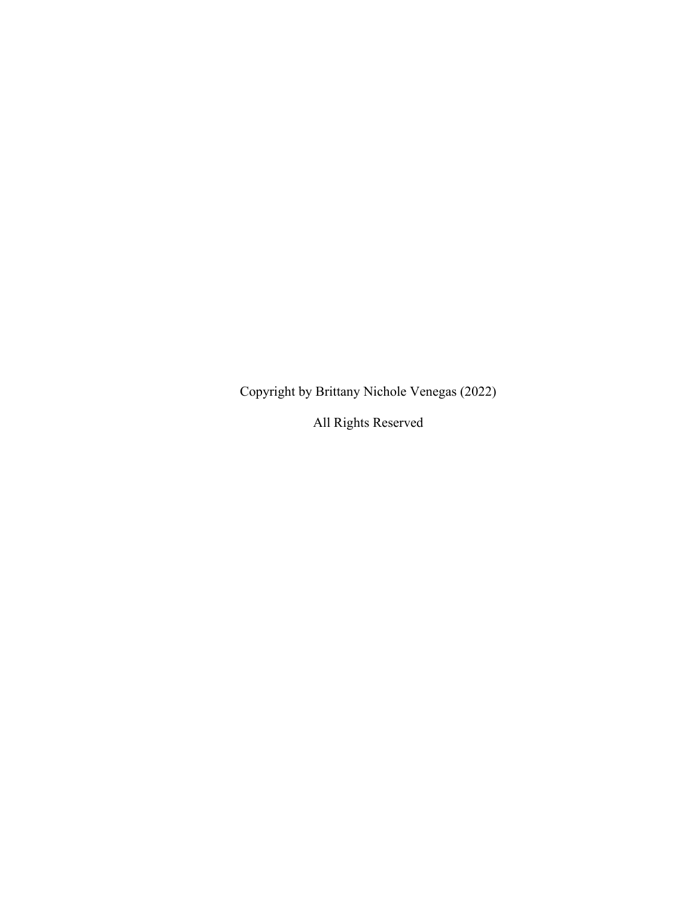Copyright by Brittany Nichole Venegas (2022)

All Rights Reserved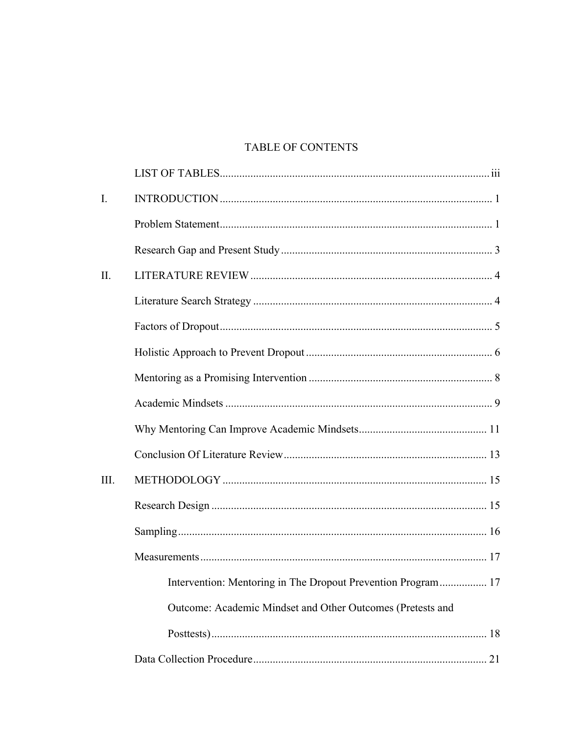# TABLE OF CONTENTS

| | | |
|---|---|---|
| | LIST OF TABLES | iii |
| I. | INTRODUCTION | 1 |
| | Problem Statement | 1 |
| | Research Gap and Present Study | 3 |
| II. | LITERATURE REVIEW | 4 |
| | Literature Search Strategy | 4 |
| | Factors of Dropout | 5 |
| | Holistic Approach to Prevent Dropout | 6 |
| | Mentoring as a Promising Intervention | 8 |
| | Academic Mindsets | 9 |
| | Why Mentoring Can Improve Academic Mindsets | 11 |
| | Conclusion Of Literature Review | 13 |
| III. | METHODOLOGY | 15 |
| | Research Design | 15 |
| | Sampling | 16 |
| | Measurements | 17 |
| | Intervention: Mentoring in The Dropout Prevention Program | 17 |
| | Outcome: Academic Mindset and Other Outcomes (Pretests and Posttests) | 18 |
| | Data Collection Procedure | 21 |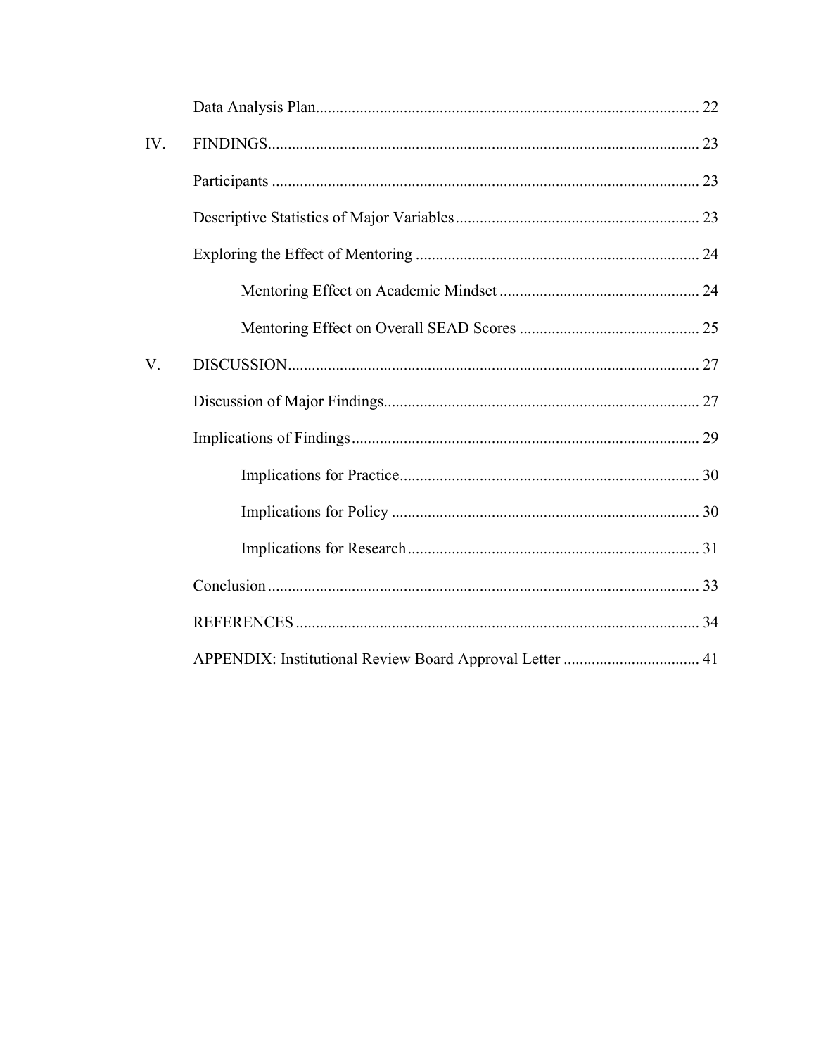Data Analysis Plan ........................................................................ 22

IV. FINDINGS ........................................................................ 23

Participants ........................................................................ 23

Descriptive Statistics of Major Variables ........................................................................ 23

Exploring the Effect of Mentoring ........................................................................ 24

Mentoring Effect on Academic Mindset ........................................................................ 24

Mentoring Effect on Overall SEAD Scores ........................................................................ 25

V. DISCUSSION ........................................................................ 27

Discussion of Major Findings ........................................................................ 27

Implications of Findings ........................................................................ 29

Implications for Practice ........................................................................ 30

Implications for Policy ........................................................................ 30

Implications for Research ........................................................................ 31

Conclusion ........................................................................ 33

REFERENCES ........................................................................ 34

APPENDIX: Institutional Review Board Approval Letter ........................................................................ 41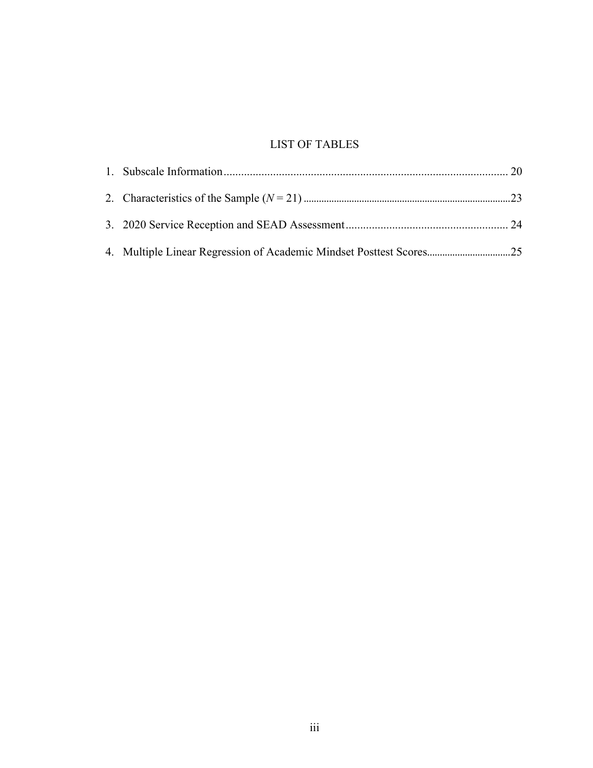# LIST OF TABLES

1. Subscale Information ........................................................................................... 20
2. Characteristics of the Sample (*N* = 21) ........................................................................23
3. 2020 Service Reception and SEAD Assessment ........................................................ 24
4. Multiple Linear Regression of Academic Mindset Posttest Scores.................................25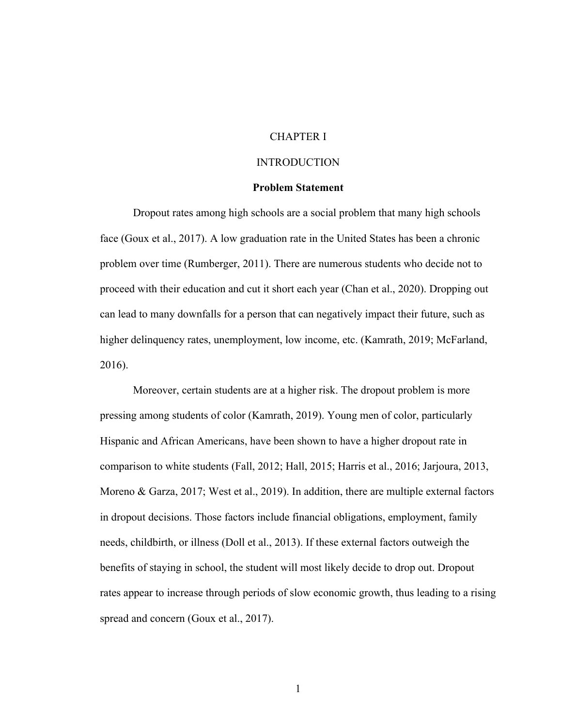# CHAPTER I

# INTRODUCTION

## Problem Statement

Dropout rates among high schools are a social problem that many high schools face (Goux et al., 2017). A low graduation rate in the United States has been a chronic problem over time (Rumberger, 2011). There are numerous students who decide not to proceed with their education and cut it short each year (Chan et al., 2020). Dropping out can lead to many downfalls for a person that can negatively impact their future, such as higher delinquency rates, unemployment, low income, etc. (Kamrath, 2019; McFarland, 2016).

Moreover, certain students are at a higher risk. The dropout problem is more pressing among students of color (Kamrath, 2019). Young men of color, particularly Hispanic and African Americans, have been shown to have a higher dropout rate in comparison to white students (Fall, 2012; Hall, 2015; Harris et al., 2016; Jarjoura, 2013, Moreno & Garza, 2017; West et al., 2019). In addition, there are multiple external factors in dropout decisions. Those factors include financial obligations, employment, family needs, childbirth, or illness (Doll et al., 2013). If these external factors outweigh the benefits of staying in school, the student will most likely decide to drop out. Dropout rates appear to increase through periods of slow economic growth, thus leading to a rising spread and concern (Goux et al., 2017).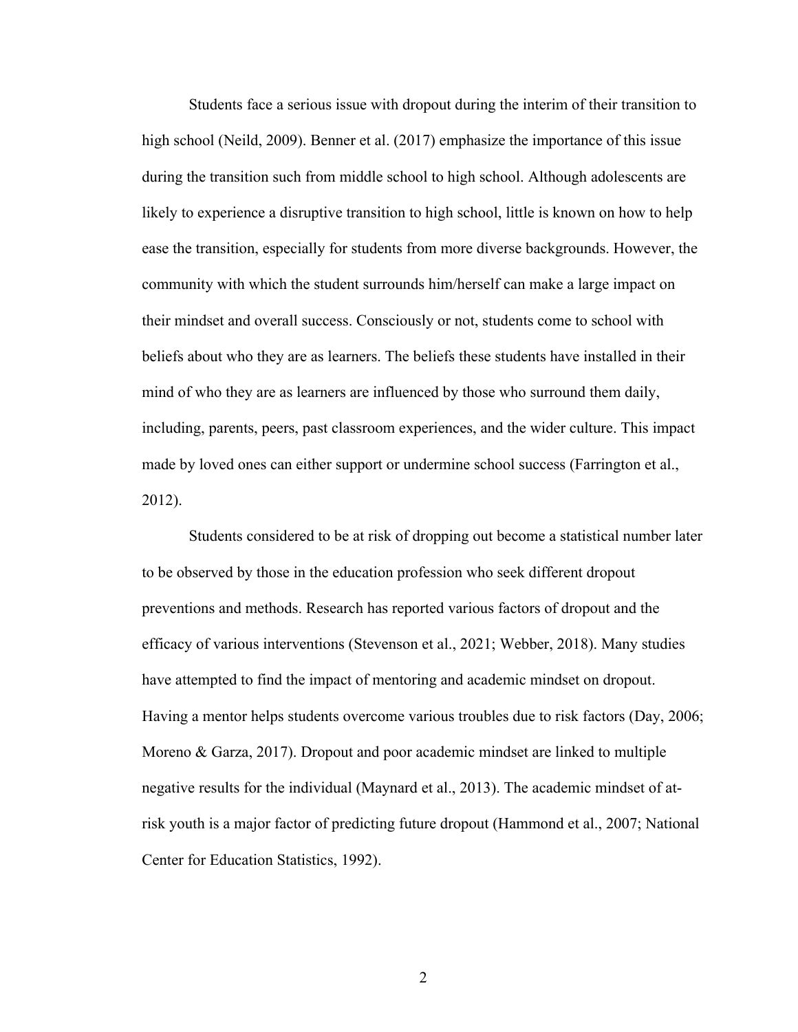Students face a serious issue with dropout during the interim of their transition to high school (Neild, 2009). Benner et al. (2017) emphasize the importance of this issue during the transition such from middle school to high school. Although adolescents are likely to experience a disruptive transition to high school, little is known on how to help ease the transition, especially for students from more diverse backgrounds. However, the community with which the student surrounds him/herself can make a large impact on their mindset and overall success. Consciously or not, students come to school with beliefs about who they are as learners. The beliefs these students have installed in their mind of who they are as learners are influenced by those who surround them daily, including, parents, peers, past classroom experiences, and the wider culture. This impact made by loved ones can either support or undermine school success (Farrington et al., 2012).

Students considered to be at risk of dropping out become a statistical number later to be observed by those in the education profession who seek different dropout preventions and methods. Research has reported various factors of dropout and the efficacy of various interventions (Stevenson et al., 2021; Webber, 2018). Many studies have attempted to find the impact of mentoring and academic mindset on dropout. Having a mentor helps students overcome various troubles due to risk factors (Day, 2006; Moreno & Garza, 2017). Dropout and poor academic mindset are linked to multiple negative results for the individual (Maynard et al., 2013). The academic mindset of at-risk youth is a major factor of predicting future dropout (Hammond et al., 2007; National Center for Education Statistics, 1992).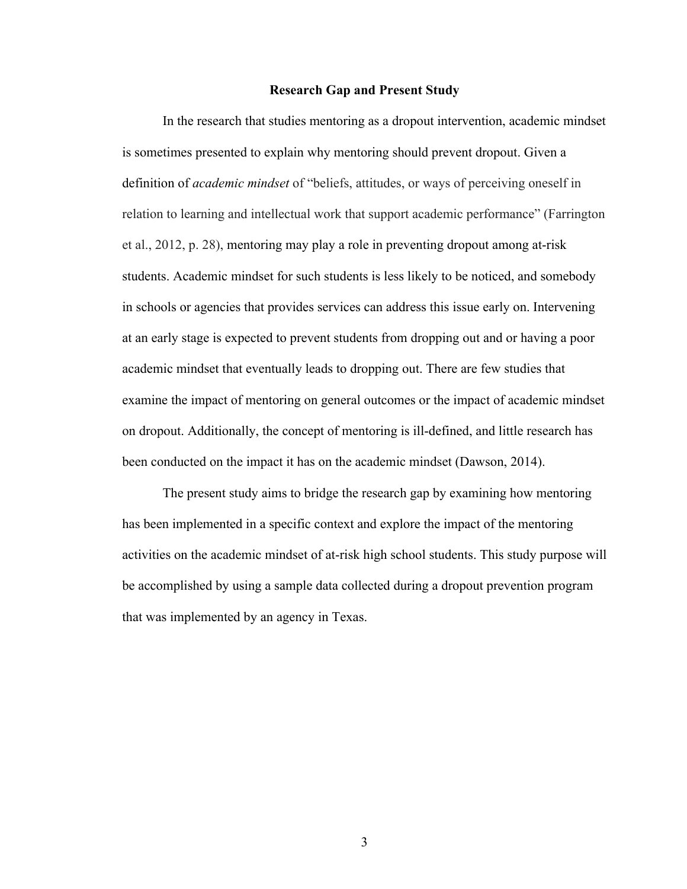## Research Gap and Present Study

In the research that studies mentoring as a dropout intervention, academic mindset is sometimes presented to explain why mentoring should prevent dropout. Given a definition of *academic mindset* of "beliefs, attitudes, or ways of perceiving oneself in relation to learning and intellectual work that support academic performance" (Farrington et al., 2012, p. 28), mentoring may play a role in preventing dropout among at-risk students. Academic mindset for such students is less likely to be noticed, and somebody in schools or agencies that provides services can address this issue early on. Intervening at an early stage is expected to prevent students from dropping out and or having a poor academic mindset that eventually leads to dropping out. There are few studies that examine the impact of mentoring on general outcomes or the impact of academic mindset on dropout. Additionally, the concept of mentoring is ill-defined, and little research has been conducted on the impact it has on the academic mindset (Dawson, 2014).

The present study aims to bridge the research gap by examining how mentoring has been implemented in a specific context and explore the impact of the mentoring activities on the academic mindset of at-risk high school students. This study purpose will be accomplished by using a sample data collected during a dropout prevention program that was implemented by an agency in Texas.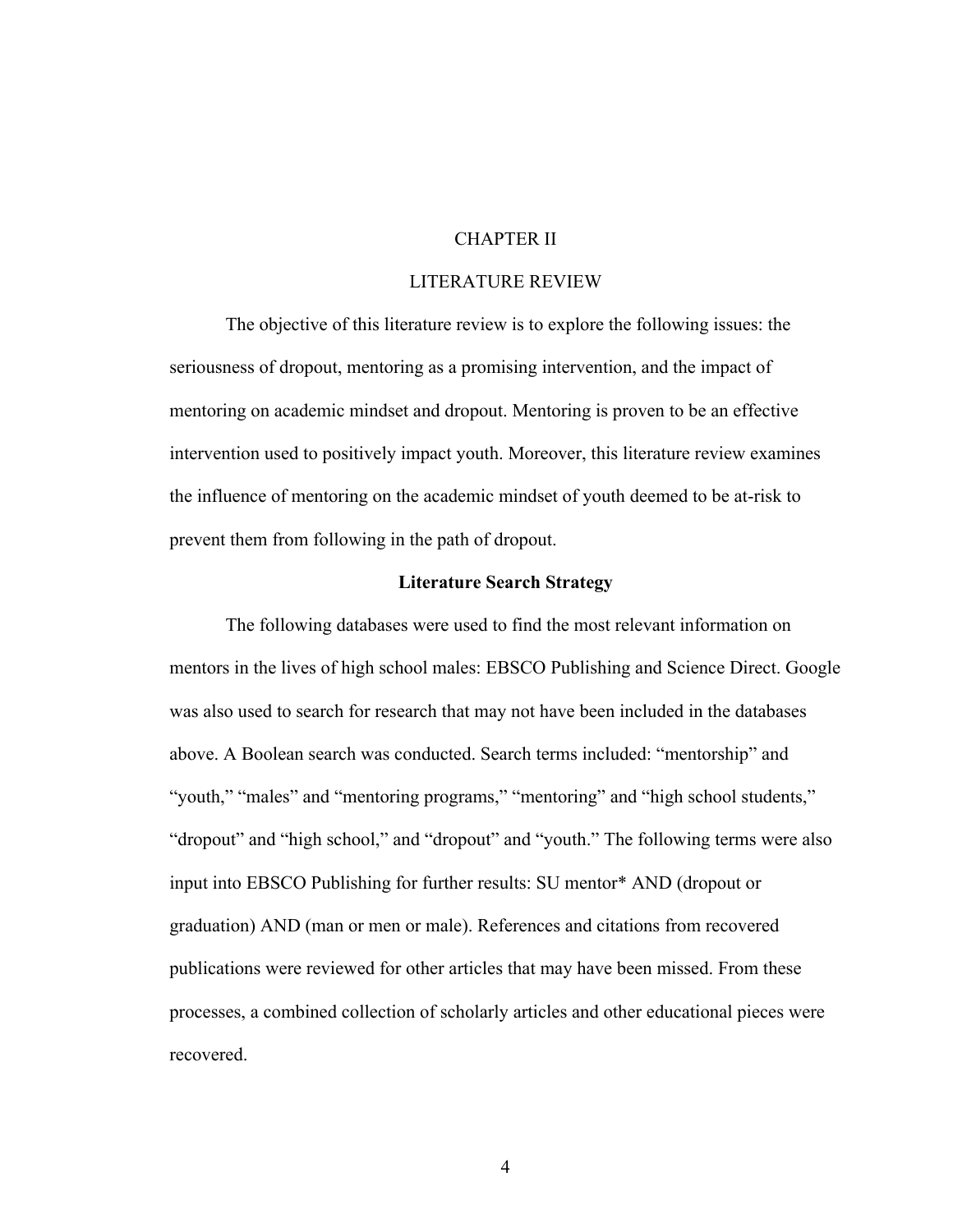# CHAPTER II

# LITERATURE REVIEW

The objective of this literature review is to explore the following issues: the seriousness of dropout, mentoring as a promising intervention, and the impact of mentoring on academic mindset and dropout. Mentoring is proven to be an effective intervention used to positively impact youth. Moreover, this literature review examines the influence of mentoring on the academic mindset of youth deemed to be at-risk to prevent them from following in the path of dropout.

## Literature Search Strategy

The following databases were used to find the most relevant information on mentors in the lives of high school males: EBSCO Publishing and Science Direct. Google was also used to search for research that may not have been included in the databases above. A Boolean search was conducted. Search terms included: "mentorship" and "youth," "males" and "mentoring programs," "mentoring" and "high school students," "dropout" and "high school," and "dropout" and "youth." The following terms were also input into EBSCO Publishing for further results: SU mentor* AND (dropout or graduation) AND (man or men or male). References and citations from recovered publications were reviewed for other articles that may have been missed. From these processes, a combined collection of scholarly articles and other educational pieces were recovered.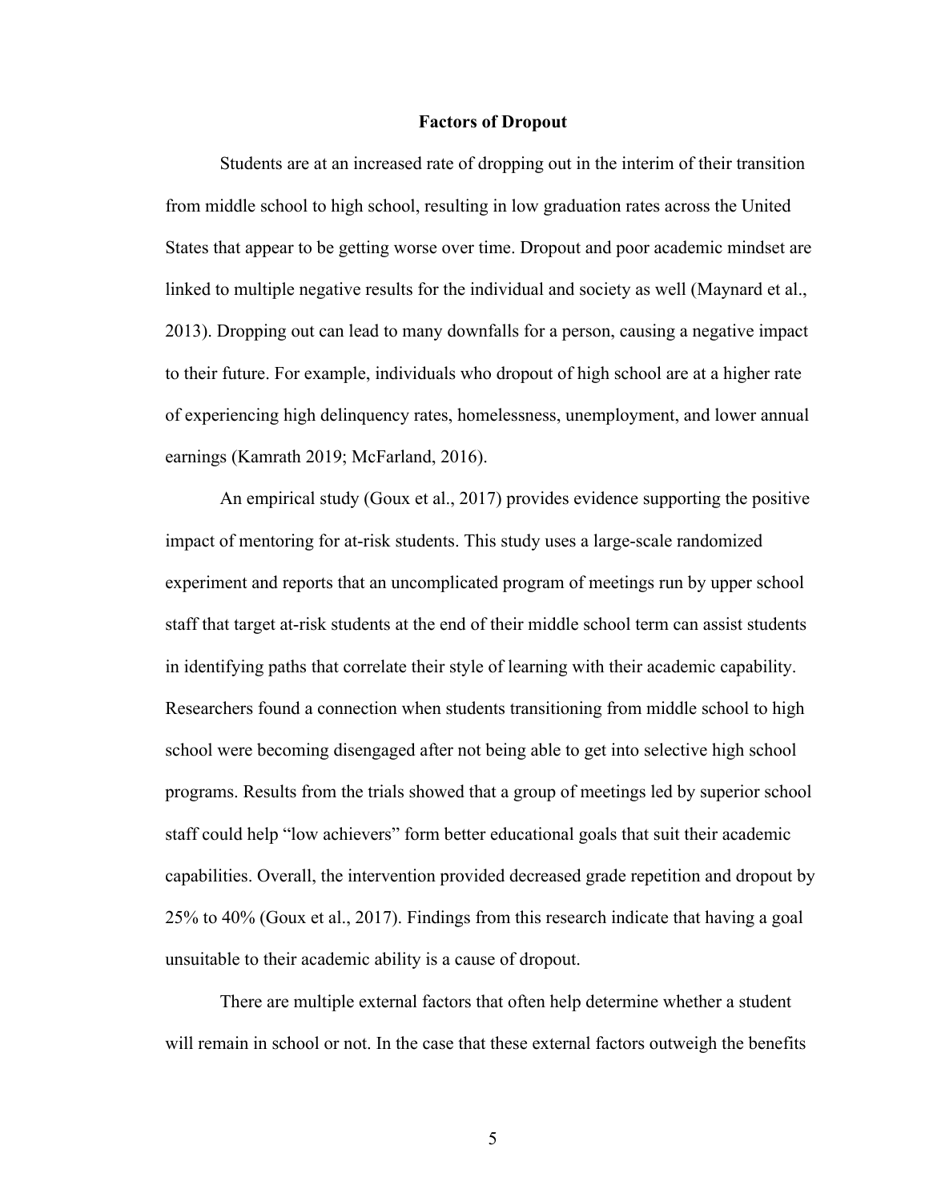# Factors of Dropout

Students are at an increased rate of dropping out in the interim of their transition from middle school to high school, resulting in low graduation rates across the United States that appear to be getting worse over time. Dropout and poor academic mindset are linked to multiple negative results for the individual and society as well (Maynard et al., 2013). Dropping out can lead to many downfalls for a person, causing a negative impact to their future. For example, individuals who dropout of high school are at a higher rate of experiencing high delinquency rates, homelessness, unemployment, and lower annual earnings (Kamrath 2019; McFarland, 2016).

An empirical study (Goux et al., 2017) provides evidence supporting the positive impact of mentoring for at-risk students. This study uses a large-scale randomized experiment and reports that an uncomplicated program of meetings run by upper school staff that target at-risk students at the end of their middle school term can assist students in identifying paths that correlate their style of learning with their academic capability. Researchers found a connection when students transitioning from middle school to high school were becoming disengaged after not being able to get into selective high school programs. Results from the trials showed that a group of meetings led by superior school staff could help "low achievers" form better educational goals that suit their academic capabilities. Overall, the intervention provided decreased grade repetition and dropout by 25% to 40% (Goux et al., 2017). Findings from this research indicate that having a goal unsuitable to their academic ability is a cause of dropout.

There are multiple external factors that often help determine whether a student will remain in school or not. In the case that these external factors outweigh the benefits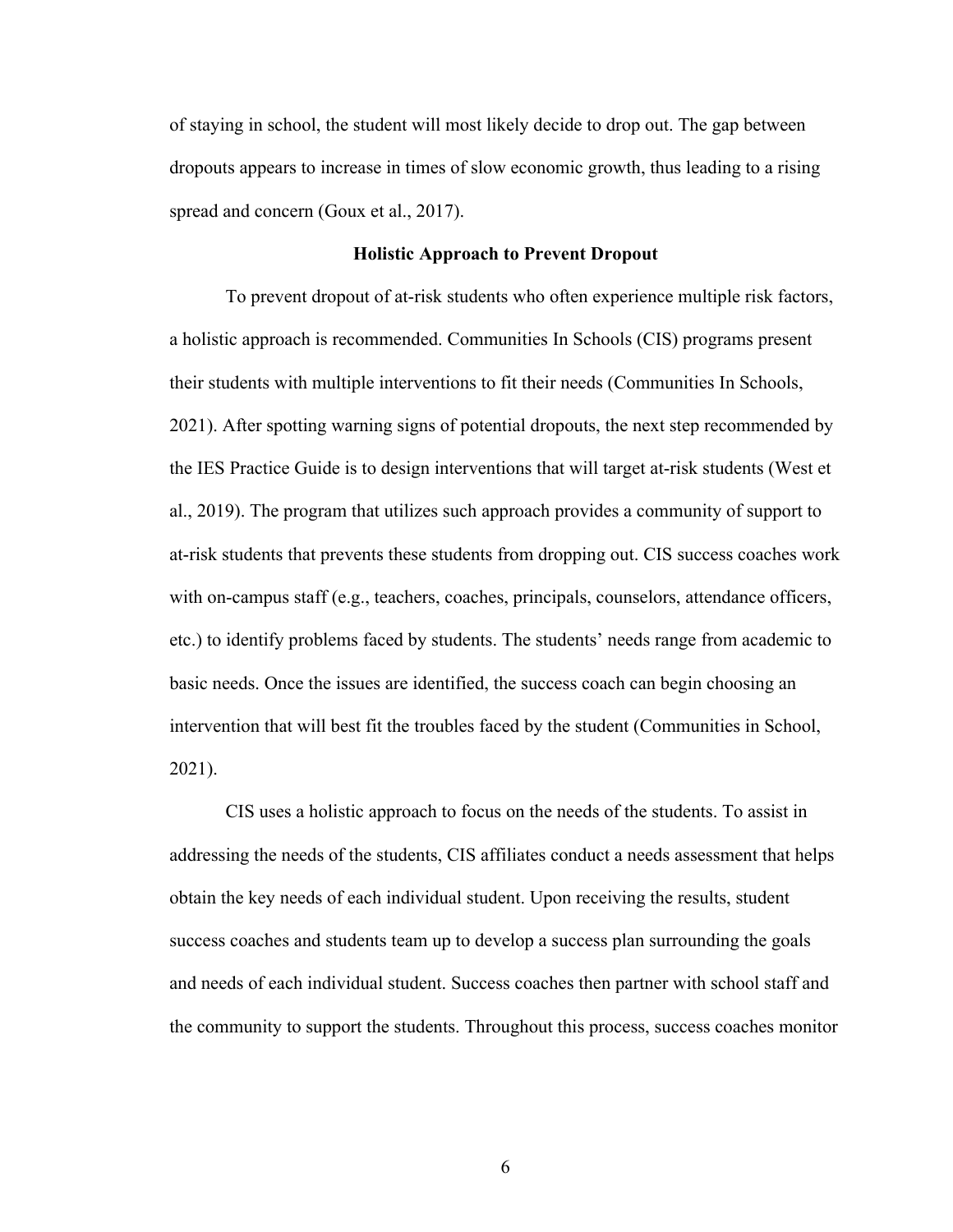of staying in school, the student will most likely decide to drop out. The gap between dropouts appears to increase in times of slow economic growth, thus leading to a rising spread and concern (Goux et al., 2017).

## Holistic Approach to Prevent Dropout

To prevent dropout of at-risk students who often experience multiple risk factors, a holistic approach is recommended. Communities In Schools (CIS) programs present their students with multiple interventions to fit their needs (Communities In Schools, 2021). After spotting warning signs of potential dropouts, the next step recommended by the IES Practice Guide is to design interventions that will target at-risk students (West et al., 2019). The program that utilizes such approach provides a community of support to at-risk students that prevents these students from dropping out. CIS success coaches work with on-campus staff (e.g., teachers, coaches, principals, counselors, attendance officers, etc.) to identify problems faced by students. The students' needs range from academic to basic needs. Once the issues are identified, the success coach can begin choosing an intervention that will best fit the troubles faced by the student (Communities in School, 2021).

CIS uses a holistic approach to focus on the needs of the students. To assist in addressing the needs of the students, CIS affiliates conduct a needs assessment that helps obtain the key needs of each individual student. Upon receiving the results, student success coaches and students team up to develop a success plan surrounding the goals and needs of each individual student. Success coaches then partner with school staff and the community to support the students. Throughout this process, success coaches monitor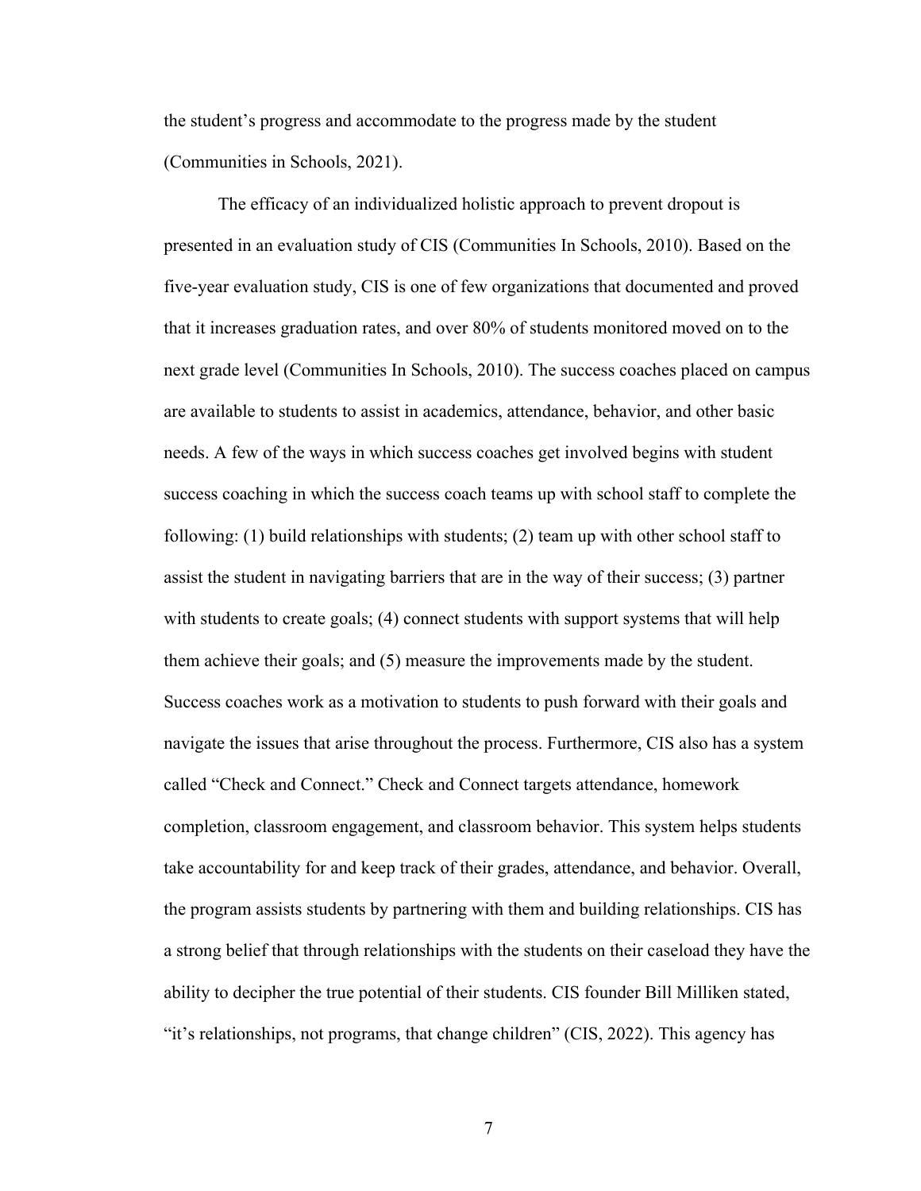the student's progress and accommodate to the progress made by the student (Communities in Schools, 2021).

The efficacy of an individualized holistic approach to prevent dropout is presented in an evaluation study of CIS (Communities In Schools, 2010). Based on the five-year evaluation study, CIS is one of few organizations that documented and proved that it increases graduation rates, and over 80% of students monitored moved on to the next grade level (Communities In Schools, 2010). The success coaches placed on campus are available to students to assist in academics, attendance, behavior, and other basic needs. A few of the ways in which success coaches get involved begins with student success coaching in which the success coach teams up with school staff to complete the following: (1) build relationships with students; (2) team up with other school staff to assist the student in navigating barriers that are in the way of their success; (3) partner with students to create goals; (4) connect students with support systems that will help them achieve their goals; and (5) measure the improvements made by the student. Success coaches work as a motivation to students to push forward with their goals and navigate the issues that arise throughout the process. Furthermore, CIS also has a system called "Check and Connect." Check and Connect targets attendance, homework completion, classroom engagement, and classroom behavior. This system helps students take accountability for and keep track of their grades, attendance, and behavior. Overall, the program assists students by partnering with them and building relationships. CIS has a strong belief that through relationships with the students on their caseload they have the ability to decipher the true potential of their students. CIS founder Bill Milliken stated, "it's relationships, not programs, that change children" (CIS, 2022). This agency has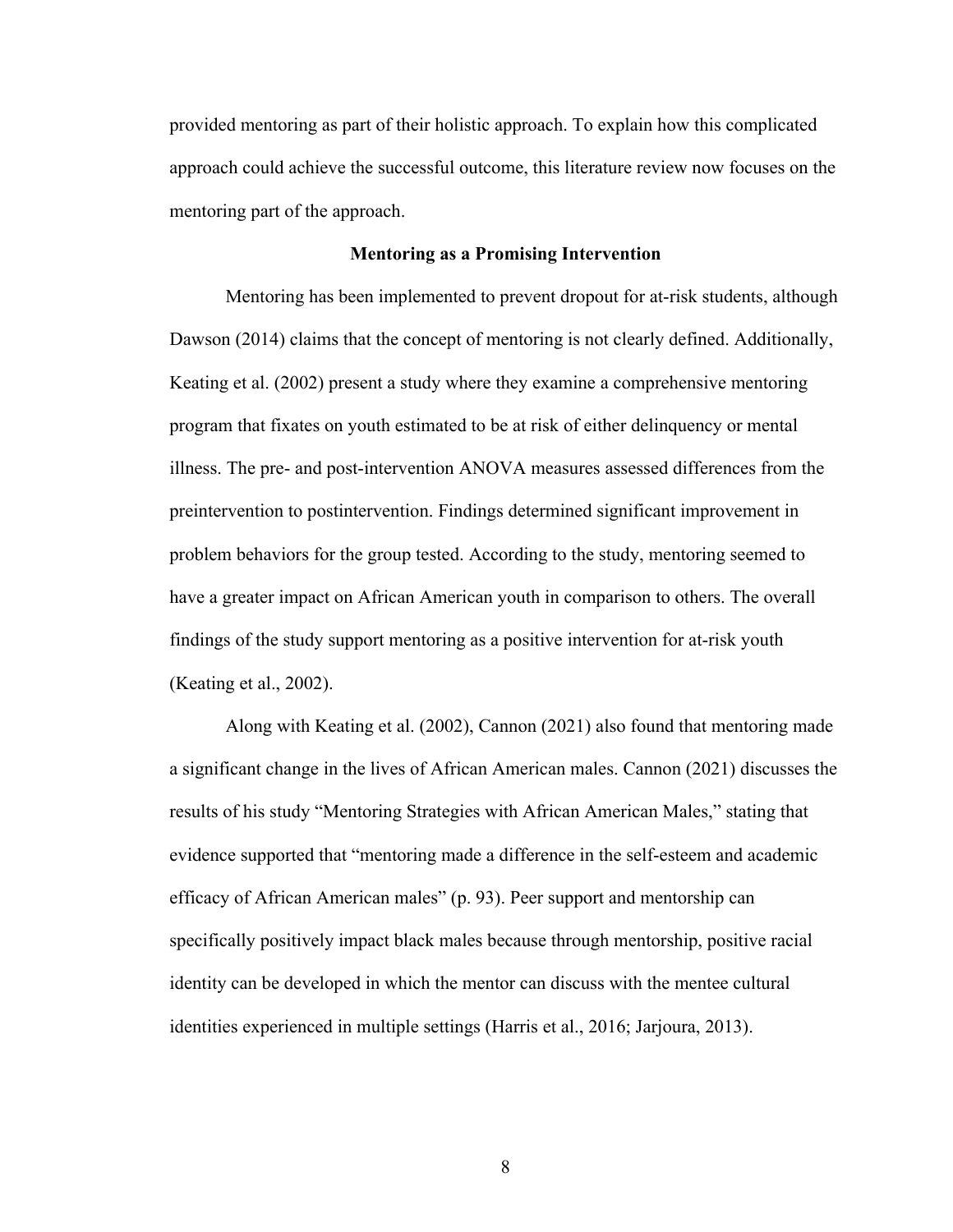provided mentoring as part of their holistic approach. To explain how this complicated approach could achieve the successful outcome, this literature review now focuses on the mentoring part of the approach.

## Mentoring as a Promising Intervention

Mentoring has been implemented to prevent dropout for at-risk students, although Dawson (2014) claims that the concept of mentoring is not clearly defined. Additionally, Keating et al. (2002) present a study where they examine a comprehensive mentoring program that fixates on youth estimated to be at risk of either delinquency or mental illness. The pre- and post-intervention ANOVA measures assessed differences from the preintervention to postintervention. Findings determined significant improvement in problem behaviors for the group tested. According to the study, mentoring seemed to have a greater impact on African American youth in comparison to others. The overall findings of the study support mentoring as a positive intervention for at-risk youth (Keating et al., 2002).

Along with Keating et al. (2002), Cannon (2021) also found that mentoring made a significant change in the lives of African American males. Cannon (2021) discusses the results of his study "Mentoring Strategies with African American Males," stating that evidence supported that "mentoring made a difference in the self-esteem and academic efficacy of African American males" (p. 93). Peer support and mentorship can specifically positively impact black males because through mentorship, positive racial identity can be developed in which the mentor can discuss with the mentee cultural identities experienced in multiple settings (Harris et al., 2016; Jarjoura, 2013).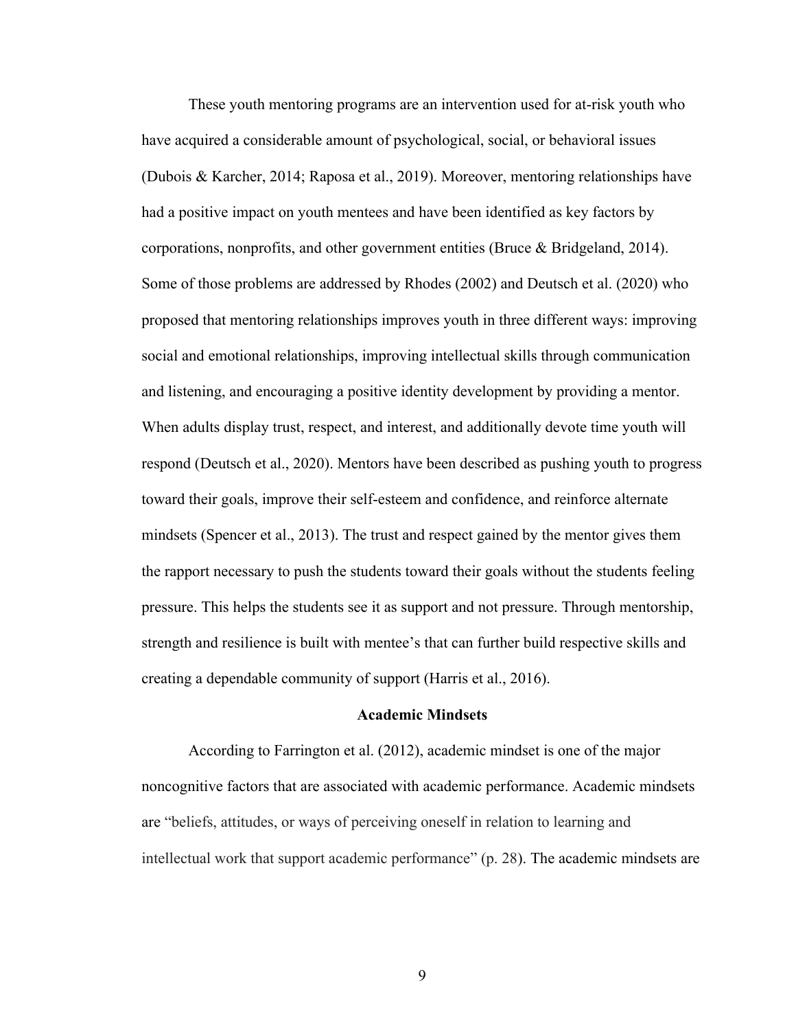These youth mentoring programs are an intervention used for at-risk youth who have acquired a considerable amount of psychological, social, or behavioral issues (Dubois & Karcher, 2014; Raposa et al., 2019). Moreover, mentoring relationships have had a positive impact on youth mentees and have been identified as key factors by corporations, nonprofits, and other government entities (Bruce & Bridgeland, 2014). Some of those problems are addressed by Rhodes (2002) and Deutsch et al. (2020) who proposed that mentoring relationships improves youth in three different ways: improving social and emotional relationships, improving intellectual skills through communication and listening, and encouraging a positive identity development by providing a mentor. When adults display trust, respect, and interest, and additionally devote time youth will respond (Deutsch et al., 2020). Mentors have been described as pushing youth to progress toward their goals, improve their self-esteem and confidence, and reinforce alternate mindsets (Spencer et al., 2013). The trust and respect gained by the mentor gives them the rapport necessary to push the students toward their goals without the students feeling pressure. This helps the students see it as support and not pressure. Through mentorship, strength and resilience is built with mentee's that can further build respective skills and creating a dependable community of support (Harris et al., 2016).

## Academic Mindsets

According to Farrington et al. (2012), academic mindset is one of the major noncognitive factors that are associated with academic performance. Academic mindsets are "beliefs, attitudes, or ways of perceiving oneself in relation to learning and intellectual work that support academic performance" (p. 28). The academic mindsets are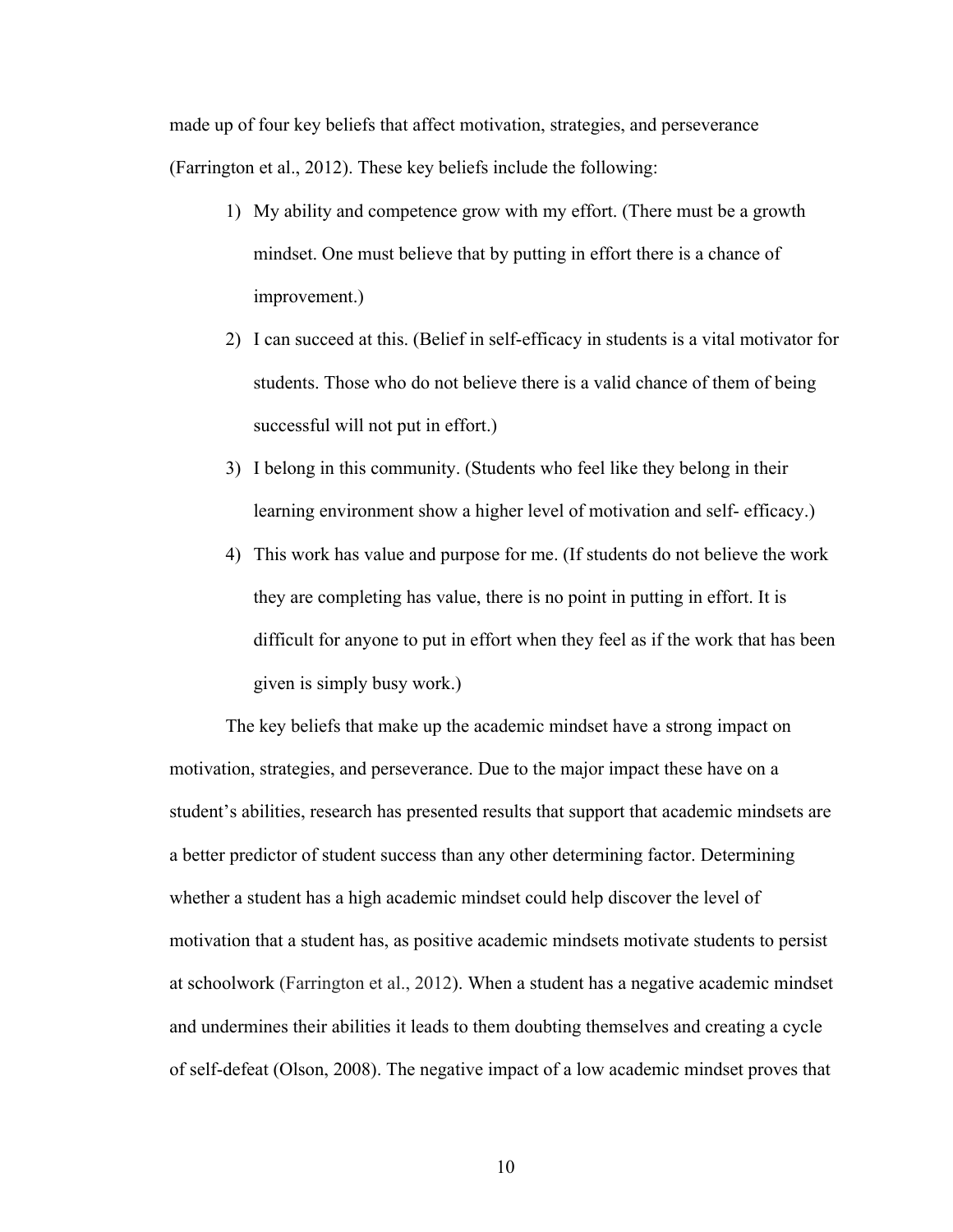made up of four key beliefs that affect motivation, strategies, and perseverance (Farrington et al., 2012). These key beliefs include the following:

1) My ability and competence grow with my effort. (There must be a growth mindset. One must believe that by putting in effort there is a chance of improvement.)
2) I can succeed at this. (Belief in self-efficacy in students is a vital motivator for students. Those who do not believe there is a valid chance of them of being successful will not put in effort.)
3) I belong in this community. (Students who feel like they belong in their learning environment show a higher level of motivation and self- efficacy.)
4) This work has value and purpose for me. (If students do not believe the work they are completing has value, there is no point in putting in effort. It is difficult for anyone to put in effort when they feel as if the work that has been given is simply busy work.)

The key beliefs that make up the academic mindset have a strong impact on motivation, strategies, and perseverance. Due to the major impact these have on a student's abilities, research has presented results that support that academic mindsets are a better predictor of student success than any other determining factor. Determining whether a student has a high academic mindset could help discover the level of motivation that a student has, as positive academic mindsets motivate students to persist at schoolwork (Farrington et al., 2012). When a student has a negative academic mindset and undermines their abilities it leads to them doubting themselves and creating a cycle of self-defeat (Olson, 2008). The negative impact of a low academic mindset proves that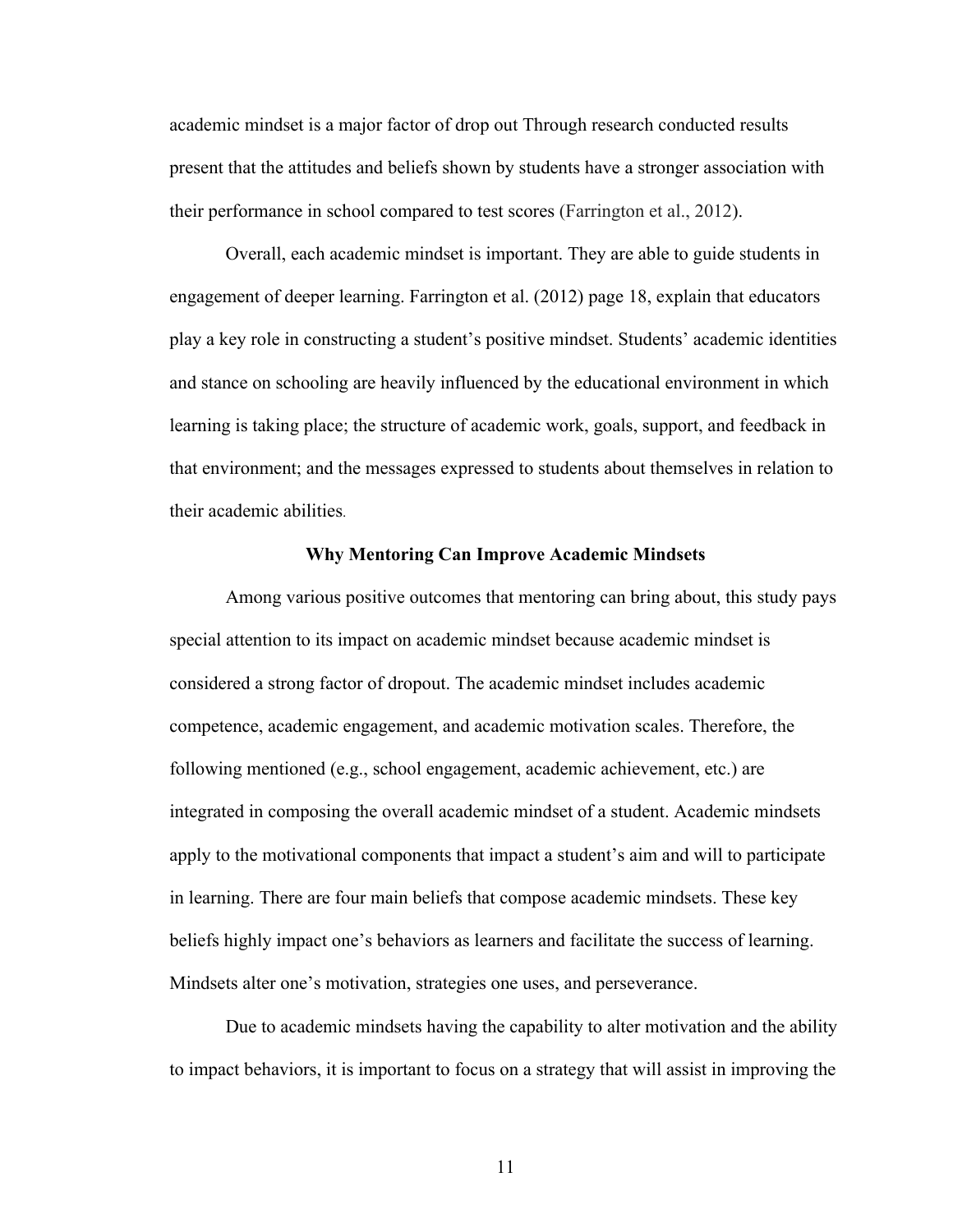academic mindset is a major factor of drop out Through research conducted results present that the attitudes and beliefs shown by students have a stronger association with their performance in school compared to test scores (Farrington et al., 2012).

Overall, each academic mindset is important. They are able to guide students in engagement of deeper learning. Farrington et al. (2012) page 18, explain that educators play a key role in constructing a student's positive mindset. Students' academic identities and stance on schooling are heavily influenced by the educational environment in which learning is taking place; the structure of academic work, goals, support, and feedback in that environment; and the messages expressed to students about themselves in relation to their academic abilities.

## Why Mentoring Can Improve Academic Mindsets

Among various positive outcomes that mentoring can bring about, this study pays special attention to its impact on academic mindset because academic mindset is considered a strong factor of dropout. The academic mindset includes academic competence, academic engagement, and academic motivation scales. Therefore, the following mentioned (e.g., school engagement, academic achievement, etc.) are integrated in composing the overall academic mindset of a student. Academic mindsets apply to the motivational components that impact a student's aim and will to participate in learning. There are four main beliefs that compose academic mindsets. These key beliefs highly impact one's behaviors as learners and facilitate the success of learning. Mindsets alter one's motivation, strategies one uses, and perseverance.

Due to academic mindsets having the capability to alter motivation and the ability to impact behaviors, it is important to focus on a strategy that will assist in improving the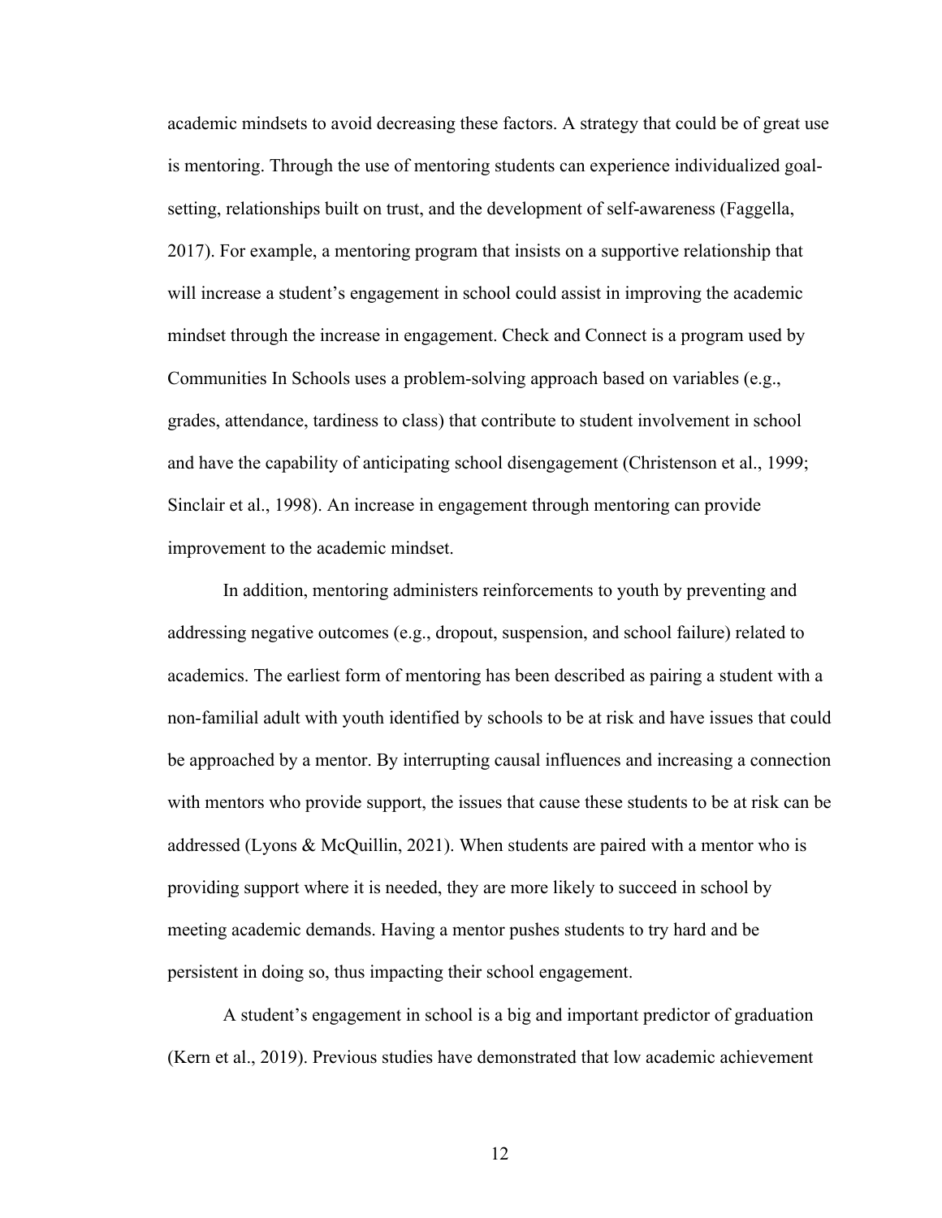academic mindsets to avoid decreasing these factors. A strategy that could be of great use is mentoring. Through the use of mentoring students can experience individualized goal-setting, relationships built on trust, and the development of self-awareness (Faggella, 2017). For example, a mentoring program that insists on a supportive relationship that will increase a student's engagement in school could assist in improving the academic mindset through the increase in engagement. Check and Connect is a program used by Communities In Schools uses a problem-solving approach based on variables (e.g., grades, attendance, tardiness to class) that contribute to student involvement in school and have the capability of anticipating school disengagement (Christenson et al., 1999; Sinclair et al., 1998). An increase in engagement through mentoring can provide improvement to the academic mindset.

In addition, mentoring administers reinforcements to youth by preventing and addressing negative outcomes (e.g., dropout, suspension, and school failure) related to academics. The earliest form of mentoring has been described as pairing a student with a non-familial adult with youth identified by schools to be at risk and have issues that could be approached by a mentor. By interrupting causal influences and increasing a connection with mentors who provide support, the issues that cause these students to be at risk can be addressed (Lyons & McQuillin, 2021). When students are paired with a mentor who is providing support where it is needed, they are more likely to succeed in school by meeting academic demands. Having a mentor pushes students to try hard and be persistent in doing so, thus impacting their school engagement.

A student's engagement in school is a big and important predictor of graduation (Kern et al., 2019). Previous studies have demonstrated that low academic achievement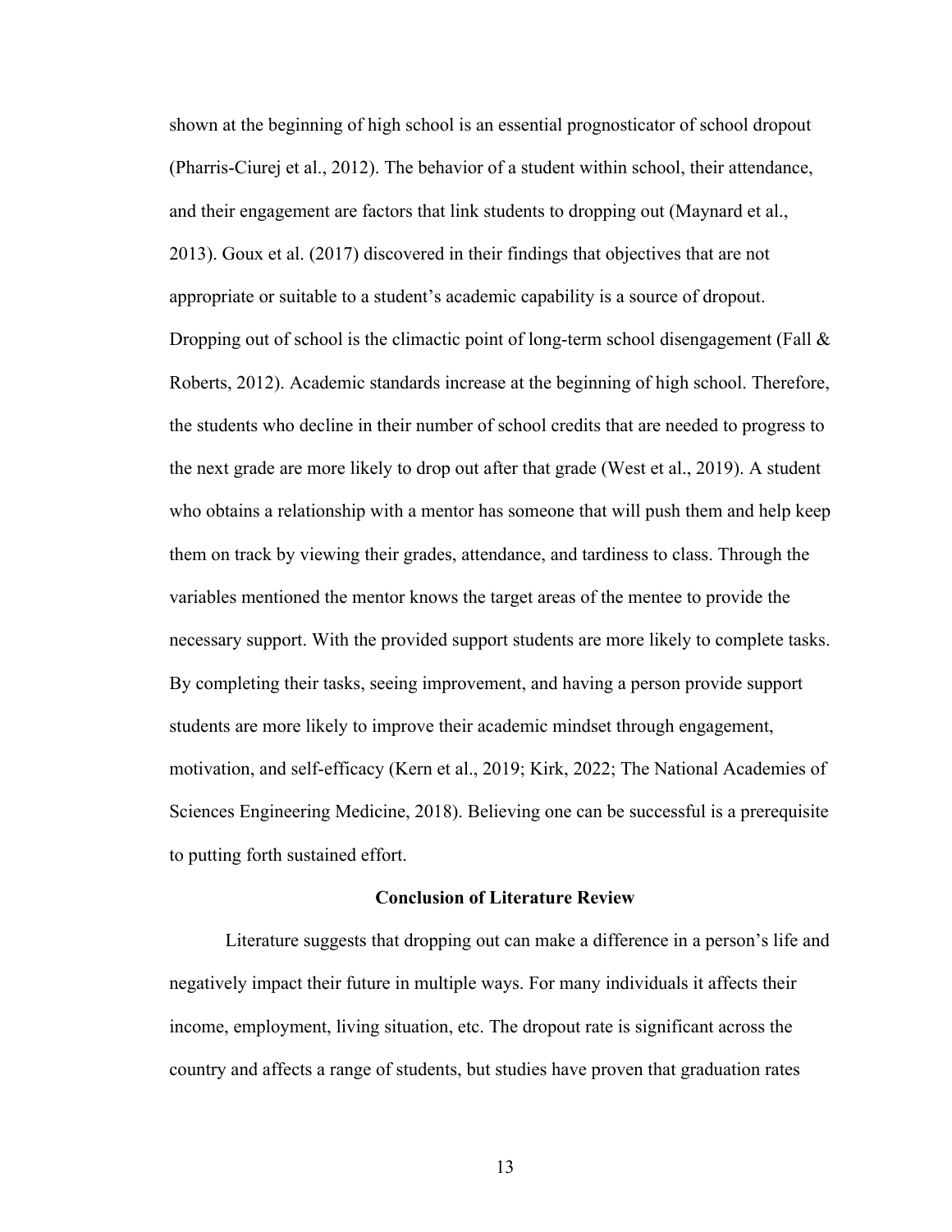shown at the beginning of high school is an essential prognosticator of school dropout (Pharris-Ciurej et al., 2012). The behavior of a student within school, their attendance, and their engagement are factors that link students to dropping out (Maynard et al., 2013). Goux et al. (2017) discovered in their findings that objectives that are not appropriate or suitable to a student's academic capability is a source of dropout. Dropping out of school is the climactic point of long-term school disengagement (Fall & Roberts, 2012). Academic standards increase at the beginning of high school. Therefore, the students who decline in their number of school credits that are needed to progress to the next grade are more likely to drop out after that grade (West et al., 2019). A student who obtains a relationship with a mentor has someone that will push them and help keep them on track by viewing their grades, attendance, and tardiness to class. Through the variables mentioned the mentor knows the target areas of the mentee to provide the necessary support. With the provided support students are more likely to complete tasks. By completing their tasks, seeing improvement, and having a person provide support students are more likely to improve their academic mindset through engagement, motivation, and self-efficacy (Kern et al., 2019; Kirk, 2022; The National Academies of Sciences Engineering Medicine, 2018). Believing one can be successful is a prerequisite to putting forth sustained effort.

## Conclusion of Literature Review

Literature suggests that dropping out can make a difference in a person's life and negatively impact their future in multiple ways. For many individuals it affects their income, employment, living situation, etc. The dropout rate is significant across the country and affects a range of students, but studies have proven that graduation rates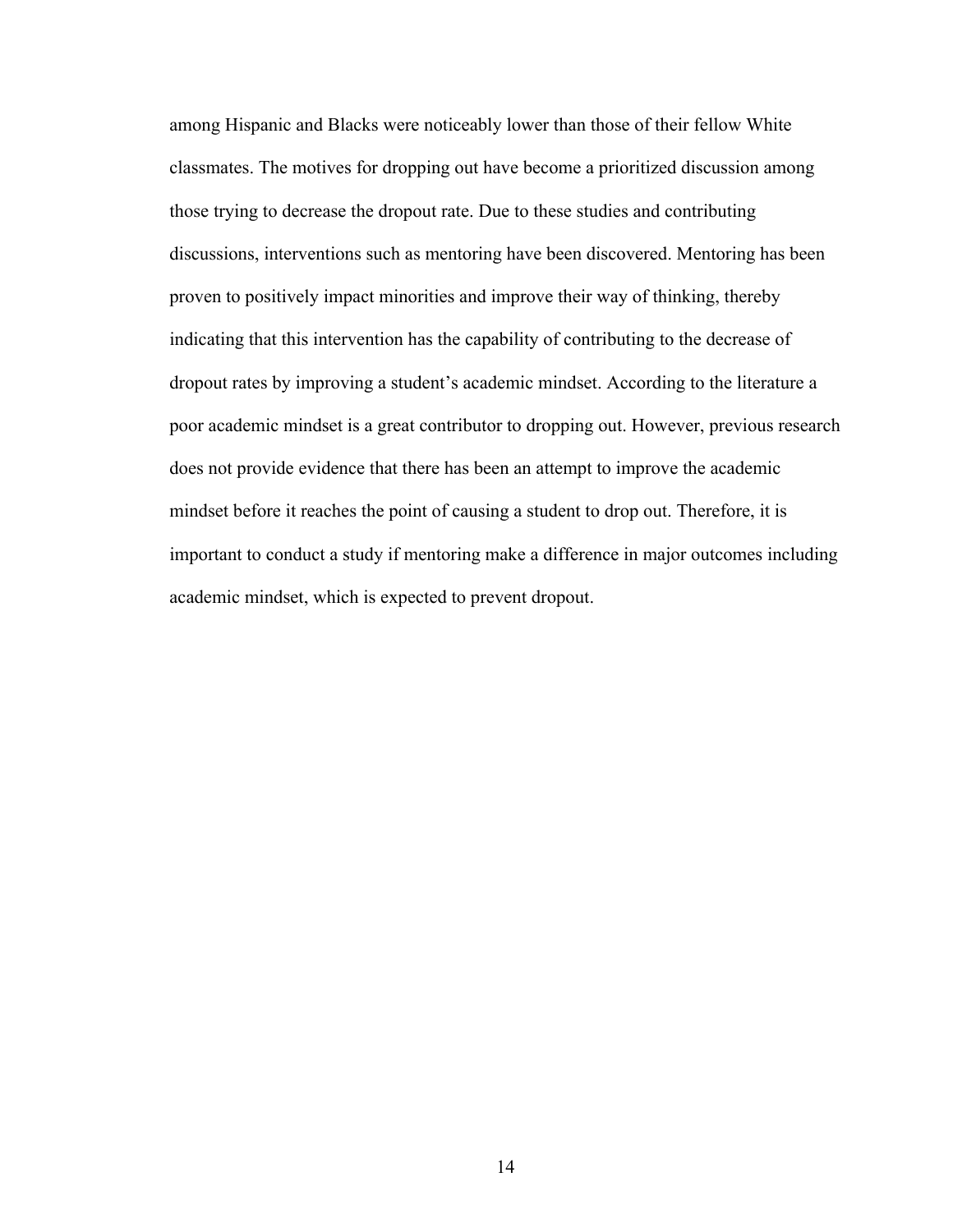among Hispanic and Blacks were noticeably lower than those of their fellow White classmates. The motives for dropping out have become a prioritized discussion among those trying to decrease the dropout rate. Due to these studies and contributing discussions, interventions such as mentoring have been discovered. Mentoring has been proven to positively impact minorities and improve their way of thinking, thereby indicating that this intervention has the capability of contributing to the decrease of dropout rates by improving a student's academic mindset. According to the literature a poor academic mindset is a great contributor to dropping out. However, previous research does not provide evidence that there has been an attempt to improve the academic mindset before it reaches the point of causing a student to drop out. Therefore, it is important to conduct a study if mentoring make a difference in major outcomes including academic mindset, which is expected to prevent dropout.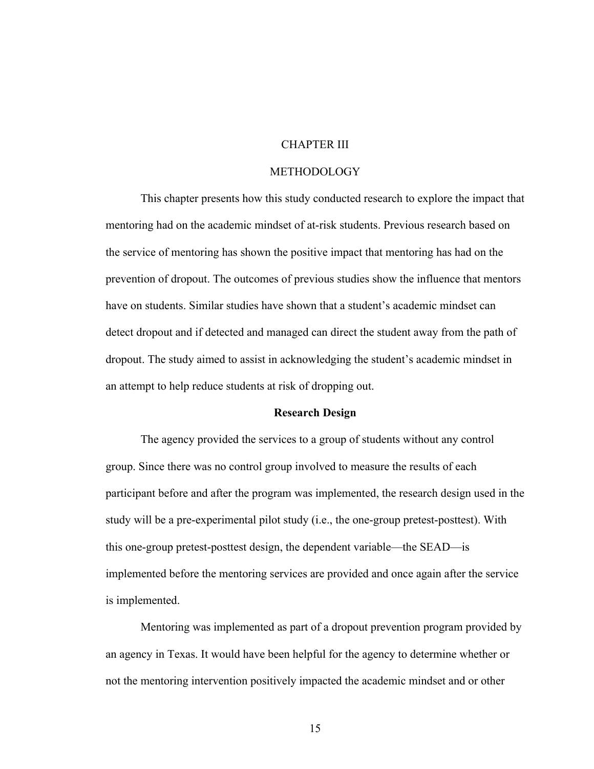# CHAPTER III

# METHODOLOGY

This chapter presents how this study conducted research to explore the impact that mentoring had on the academic mindset of at-risk students. Previous research based on the service of mentoring has shown the positive impact that mentoring has had on the prevention of dropout. The outcomes of previous studies show the influence that mentors have on students. Similar studies have shown that a student's academic mindset can detect dropout and if detected and managed can direct the student away from the path of dropout. The study aimed to assist in acknowledging the student's academic mindset in an attempt to help reduce students at risk of dropping out.

## Research Design

The agency provided the services to a group of students without any control group. Since there was no control group involved to measure the results of each participant before and after the program was implemented, the research design used in the study will be a pre-experimental pilot study (i.e., the one-group pretest-posttest). With this one-group pretest-posttest design, the dependent variable—the SEAD—is implemented before the mentoring services are provided and once again after the service is implemented.

Mentoring was implemented as part of a dropout prevention program provided by an agency in Texas. It would have been helpful for the agency to determine whether or not the mentoring intervention positively impacted the academic mindset and or other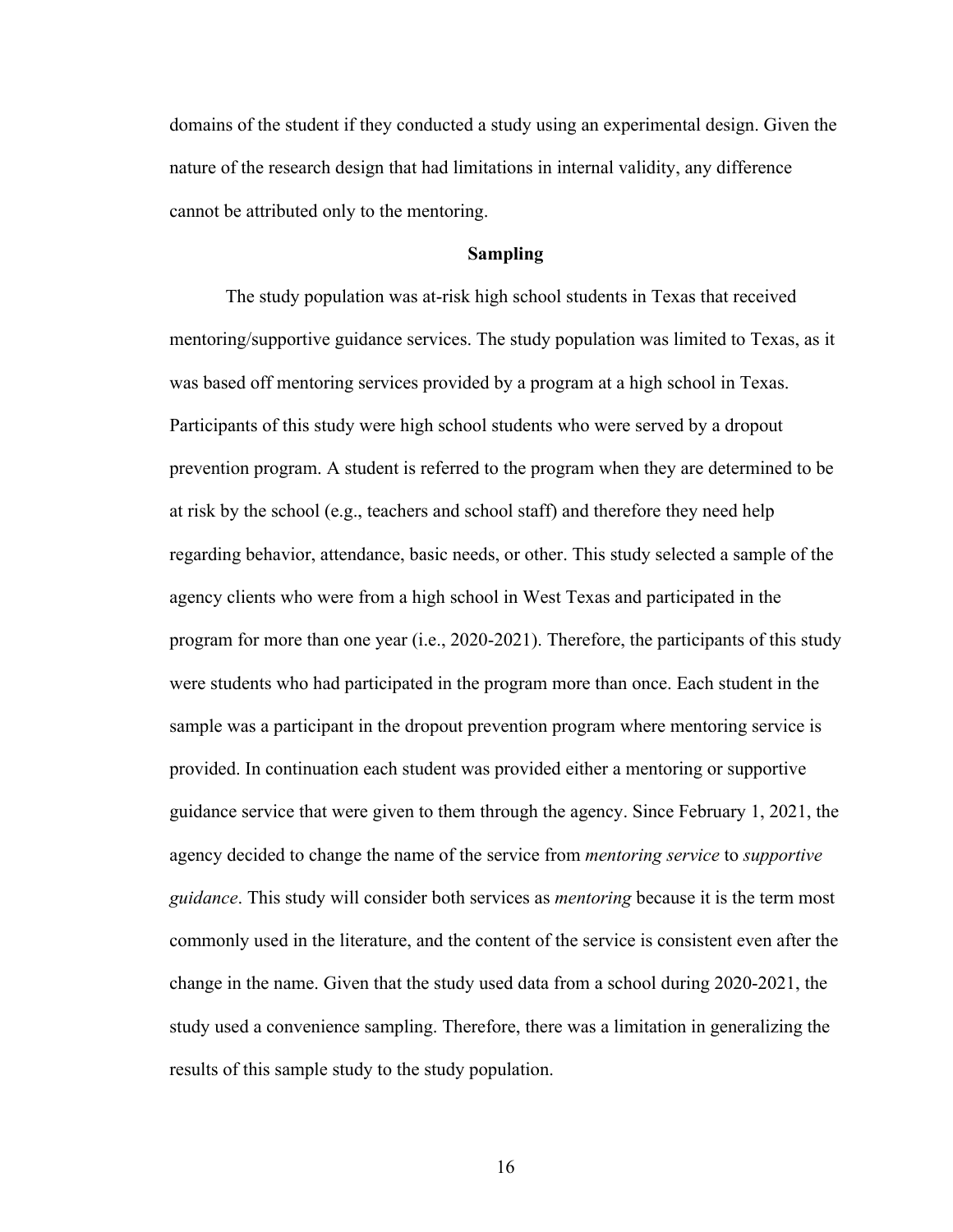domains of the student if they conducted a study using an experimental design. Given the nature of the research design that had limitations in internal validity, any difference cannot be attributed only to the mentoring.

## Sampling

The study population was at-risk high school students in Texas that received mentoring/supportive guidance services. The study population was limited to Texas, as it was based off mentoring services provided by a program at a high school in Texas. Participants of this study were high school students who were served by a dropout prevention program. A student is referred to the program when they are determined to be at risk by the school (e.g., teachers and school staff) and therefore they need help regarding behavior, attendance, basic needs, or other. This study selected a sample of the agency clients who were from a high school in West Texas and participated in the program for more than one year (i.e., 2020-2021). Therefore, the participants of this study were students who had participated in the program more than once. Each student in the sample was a participant in the dropout prevention program where mentoring service is provided. In continuation each student was provided either a mentoring or supportive guidance service that were given to them through the agency. Since February 1, 2021, the agency decided to change the name of the service from *mentoring service* to *supportive guidance*. This study will consider both services as *mentoring* because it is the term most commonly used in the literature, and the content of the service is consistent even after the change in the name. Given that the study used data from a school during 2020-2021, the study used a convenience sampling. Therefore, there was a limitation in generalizing the results of this sample study to the study population.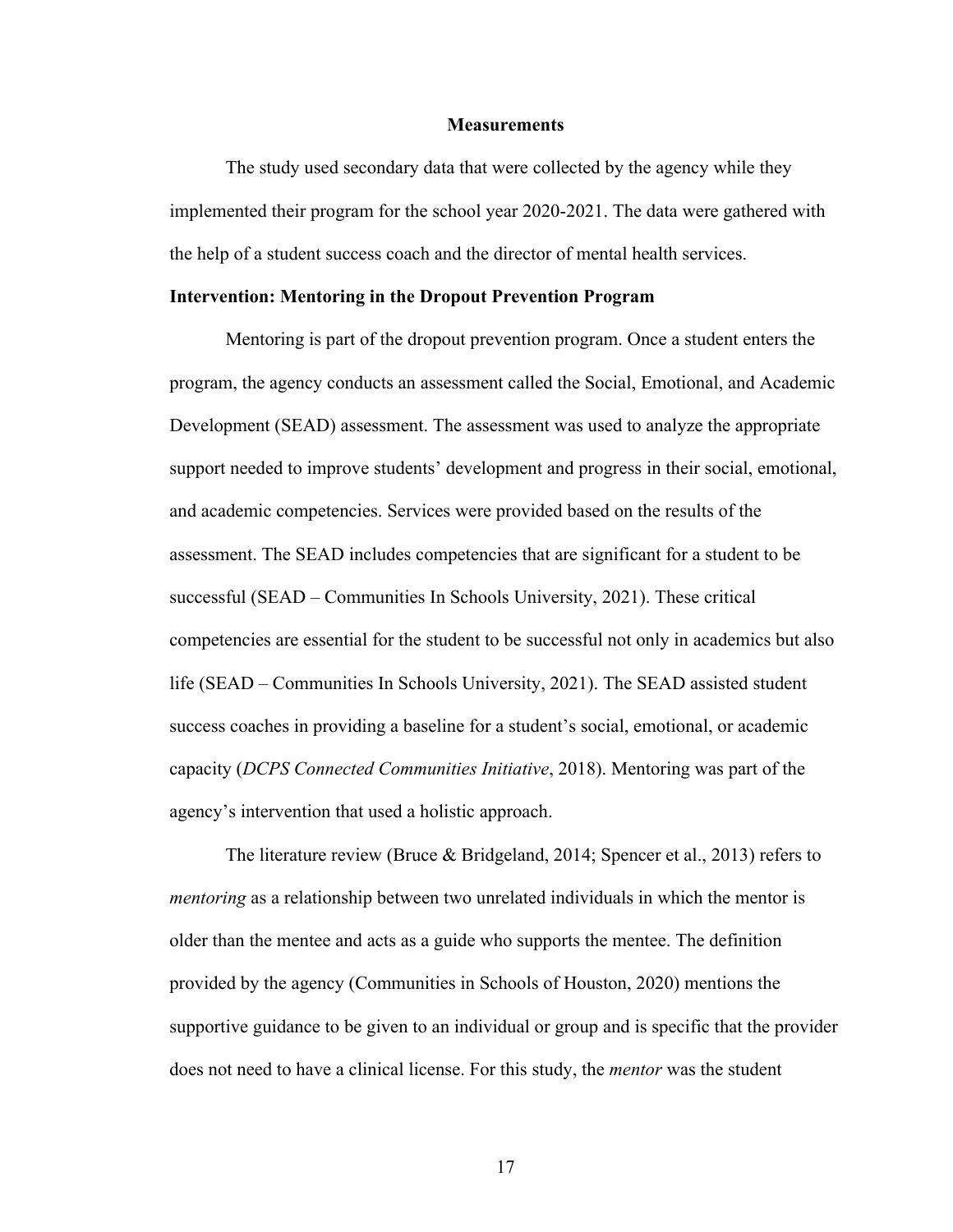## Measurements

The study used secondary data that were collected by the agency while they implemented their program for the school year 2020-2021. The data were gathered with the help of a student success coach and the director of mental health services.

### Intervention: Mentoring in the Dropout Prevention Program

Mentoring is part of the dropout prevention program. Once a student enters the program, the agency conducts an assessment called the Social, Emotional, and Academic Development (SEAD) assessment. The assessment was used to analyze the appropriate support needed to improve students' development and progress in their social, emotional, and academic competencies. Services were provided based on the results of the assessment. The SEAD includes competencies that are significant for a student to be successful (SEAD – Communities In Schools University, 2021). These critical competencies are essential for the student to be successful not only in academics but also life (SEAD – Communities In Schools University, 2021). The SEAD assisted student success coaches in providing a baseline for a student's social, emotional, or academic capacity (*DCPS Connected Communities Initiative*, 2018). Mentoring was part of the agency's intervention that used a holistic approach.

The literature review (Bruce & Bridgeland, 2014; Spencer et al., 2013) refers to *mentoring* as a relationship between two unrelated individuals in which the mentor is older than the mentee and acts as a guide who supports the mentee. The definition provided by the agency (Communities in Schools of Houston, 2020) mentions the supportive guidance to be given to an individual or group and is specific that the provider does not need to have a clinical license. For this study, the *mentor* was the student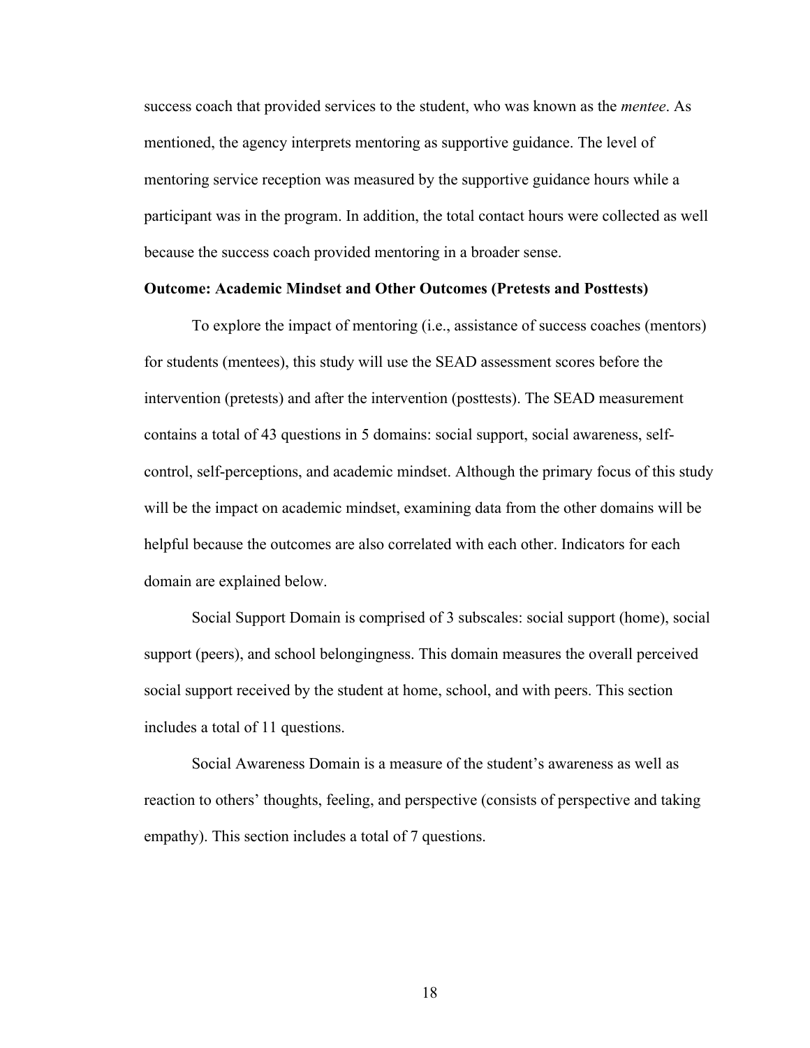success coach that provided services to the student, who was known as the *mentee*. As mentioned, the agency interprets mentoring as supportive guidance. The level of mentoring service reception was measured by the supportive guidance hours while a participant was in the program. In addition, the total contact hours were collected as well because the success coach provided mentoring in a broader sense.

**Outcome: Academic Mindset and Other Outcomes (Pretests and Posttests)**

To explore the impact of mentoring (i.e., assistance of success coaches (mentors) for students (mentees), this study will use the SEAD assessment scores before the intervention (pretests) and after the intervention (posttests). The SEAD measurement contains a total of 43 questions in 5 domains: social support, social awareness, self-control, self-perceptions, and academic mindset. Although the primary focus of this study will be the impact on academic mindset, examining data from the other domains will be helpful because the outcomes are also correlated with each other. Indicators for each domain are explained below.

Social Support Domain is comprised of 3 subscales: social support (home), social support (peers), and school belongingness. This domain measures the overall perceived social support received by the student at home, school, and with peers. This section includes a total of 11 questions.

Social Awareness Domain is a measure of the student's awareness as well as reaction to others' thoughts, feeling, and perspective (consists of perspective and taking empathy). This section includes a total of 7 questions.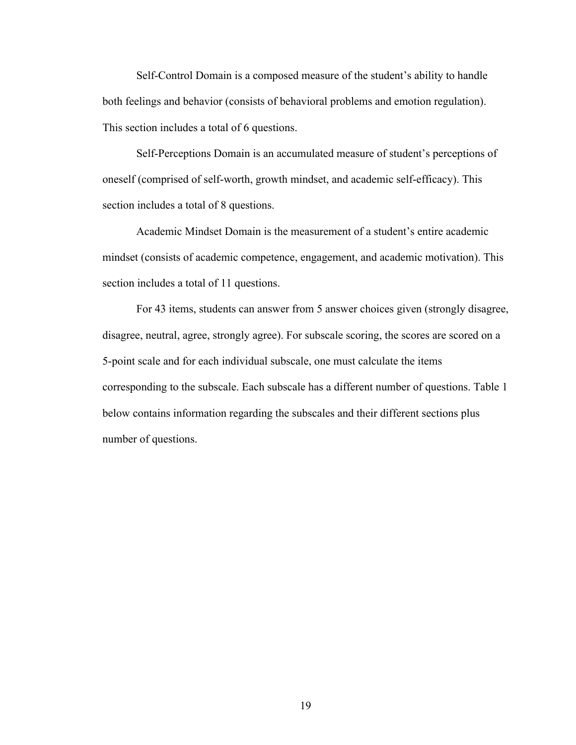Self-Control Domain is a composed measure of the student's ability to handle both feelings and behavior (consists of behavioral problems and emotion regulation). This section includes a total of 6 questions.

Self-Perceptions Domain is an accumulated measure of student's perceptions of oneself (comprised of self-worth, growth mindset, and academic self-efficacy). This section includes a total of 8 questions.

Academic Mindset Domain is the measurement of a student's entire academic mindset (consists of academic competence, engagement, and academic motivation). This section includes a total of 11 questions.

For 43 items, students can answer from 5 answer choices given (strongly disagree, disagree, neutral, agree, strongly agree). For subscale scoring, the scores are scored on a 5-point scale and for each individual subscale, one must calculate the items corresponding to the subscale. Each subscale has a different number of questions. Table 1 below contains information regarding the subscales and their different sections plus number of questions.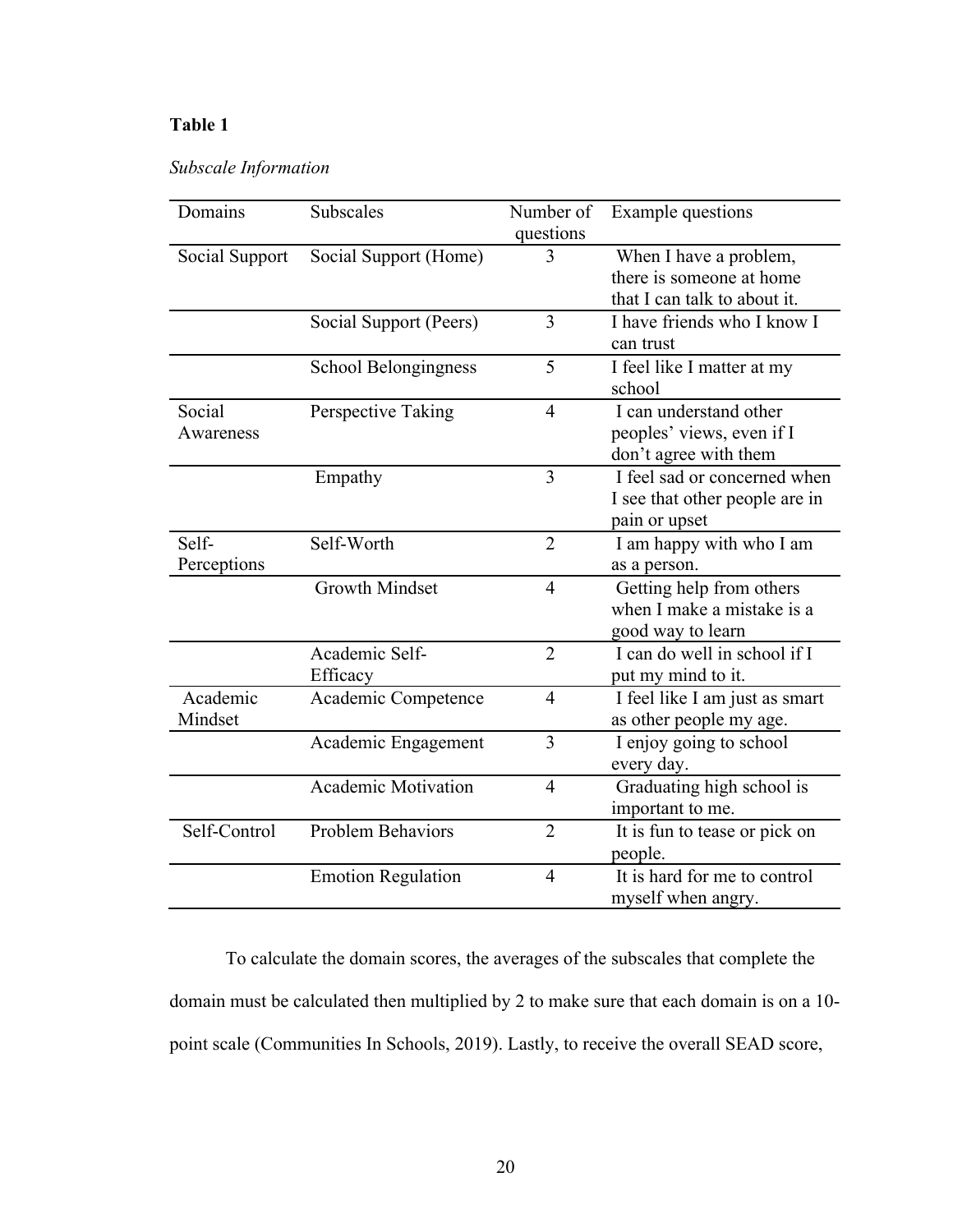**Table 1**

*Subscale Information*

| Domains | Subscales | Number of questions | Example questions |
|---|---|---|---|
| Social Support | Social Support (Home) | 3 | When I have a problem, there is someone at home that I can talk to about it. |
| | Social Support (Peers) | 3 | I have friends who I know I can trust |
| | School Belongingness | 5 | I feel like I matter at my school |
| Social Awareness | Perspective Taking | 4 | I can understand other peoples' views, even if I don't agree with them |
| | Empathy | 3 | I feel sad or concerned when I see that other people are in pain or upset |
| Self-Perceptions | Self-Worth | 2 | I am happy with who I am as a person. |
| | Growth Mindset | 4 | Getting help from others when I make a mistake is a good way to learn |
| | Academic Self-Efficacy | 2 | I can do well in school if I put my mind to it. |
| Academic Mindset | Academic Competence | 4 | I feel like I am just as smart as other people my age. |
| | Academic Engagement | 3 | I enjoy going to school every day. |
| | Academic Motivation | 4 | Graduating high school is important to me. |
| Self-Control | Problem Behaviors | 2 | It is fun to tease or pick on people. |
| | Emotion Regulation | 4 | It is hard for me to control myself when angry. |

To calculate the domain scores, the averages of the subscales that complete the domain must be calculated then multiplied by 2 to make sure that each domain is on a 10-point scale (Communities In Schools, 2019). Lastly, to receive the overall SEAD score,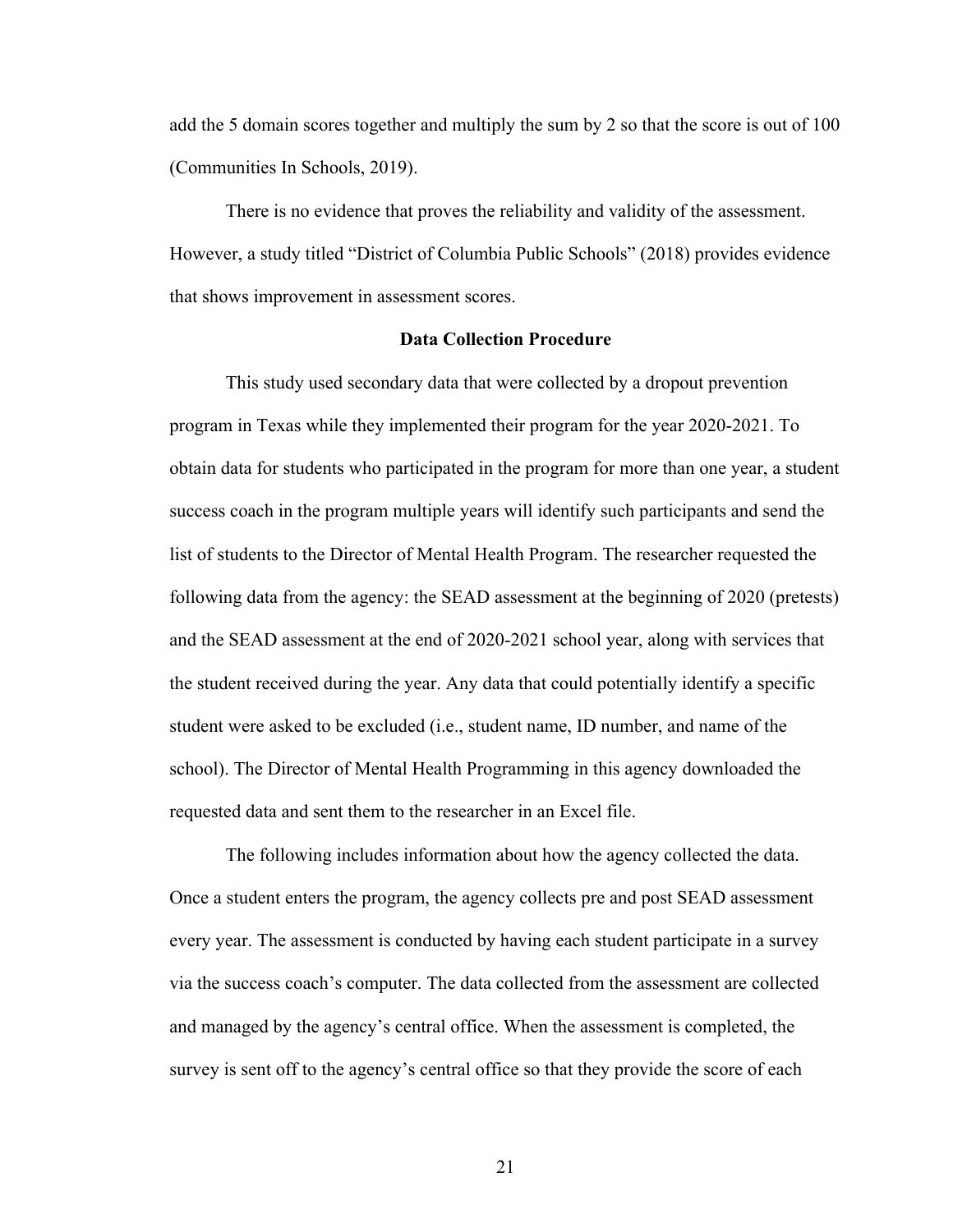add the 5 domain scores together and multiply the sum by 2 so that the score is out of 100 (Communities In Schools, 2019).

There is no evidence that proves the reliability and validity of the assessment. However, a study titled "District of Columbia Public Schools" (2018) provides evidence that shows improvement in assessment scores.

## Data Collection Procedure

This study used secondary data that were collected by a dropout prevention program in Texas while they implemented their program for the year 2020-2021. To obtain data for students who participated in the program for more than one year, a student success coach in the program multiple years will identify such participants and send the list of students to the Director of Mental Health Program. The researcher requested the following data from the agency: the SEAD assessment at the beginning of 2020 (pretests) and the SEAD assessment at the end of 2020-2021 school year, along with services that the student received during the year. Any data that could potentially identify a specific student were asked to be excluded (i.e., student name, ID number, and name of the school). The Director of Mental Health Programming in this agency downloaded the requested data and sent them to the researcher in an Excel file.

The following includes information about how the agency collected the data. Once a student enters the program, the agency collects pre and post SEAD assessment every year. The assessment is conducted by having each student participate in a survey via the success coach's computer. The data collected from the assessment are collected and managed by the agency's central office. When the assessment is completed, the survey is sent off to the agency's central office so that they provide the score of each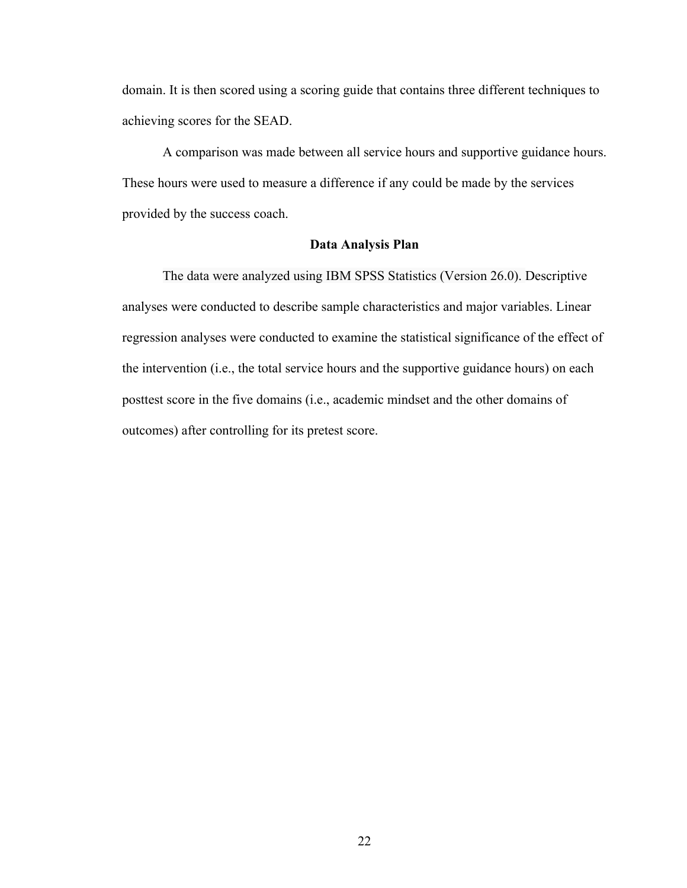domain. It is then scored using a scoring guide that contains three different techniques to achieving scores for the SEAD.

A comparison was made between all service hours and supportive guidance hours. These hours were used to measure a difference if any could be made by the services provided by the success coach.

## Data Analysis Plan

The data were analyzed using IBM SPSS Statistics (Version 26.0). Descriptive analyses were conducted to describe sample characteristics and major variables. Linear regression analyses were conducted to examine the statistical significance of the effect of the intervention (i.e., the total service hours and the supportive guidance hours) on each posttest score in the five domains (i.e., academic mindset and the other domains of outcomes) after controlling for its pretest score.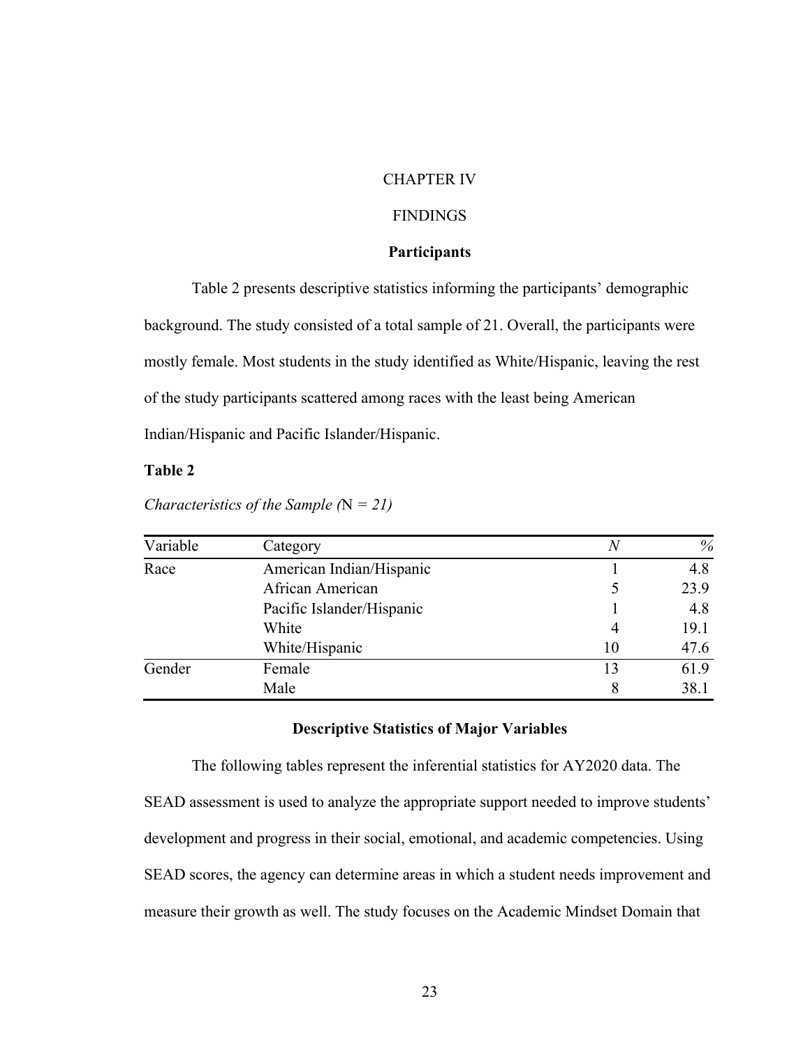# CHAPTER IV

# FINDINGS

## Participants

Table 2 presents descriptive statistics informing the participants' demographic background. The study consisted of a total sample of 21. Overall, the participants were mostly female. Most students in the study identified as White/Hispanic, leaving the rest of the study participants scattered among races with the least being American Indian/Hispanic and Pacific Islander/Hispanic.

**Table 2**

*Characteristics of the Sample (*N *= 21)*

| Variable | Category | *N* | *%* |
|---|---|---|---|
| Race | American Indian/Hispanic | 1 | 4.8 |
| | African American | 5 | 23.9 |
| | Pacific Islander/Hispanic | 1 | 4.8 |
| | White | 4 | 19.1 |
| | White/Hispanic | 10 | 47.6 |
| Gender | Female | 13 | 61.9 |
| | Male | 8 | 38.1 |

## Descriptive Statistics of Major Variables

The following tables represent the inferential statistics for AY2020 data. The SEAD assessment is used to analyze the appropriate support needed to improve students' development and progress in their social, emotional, and academic competencies. Using SEAD scores, the agency can determine areas in which a student needs improvement and measure their growth as well. The study focuses on the Academic Mindset Domain that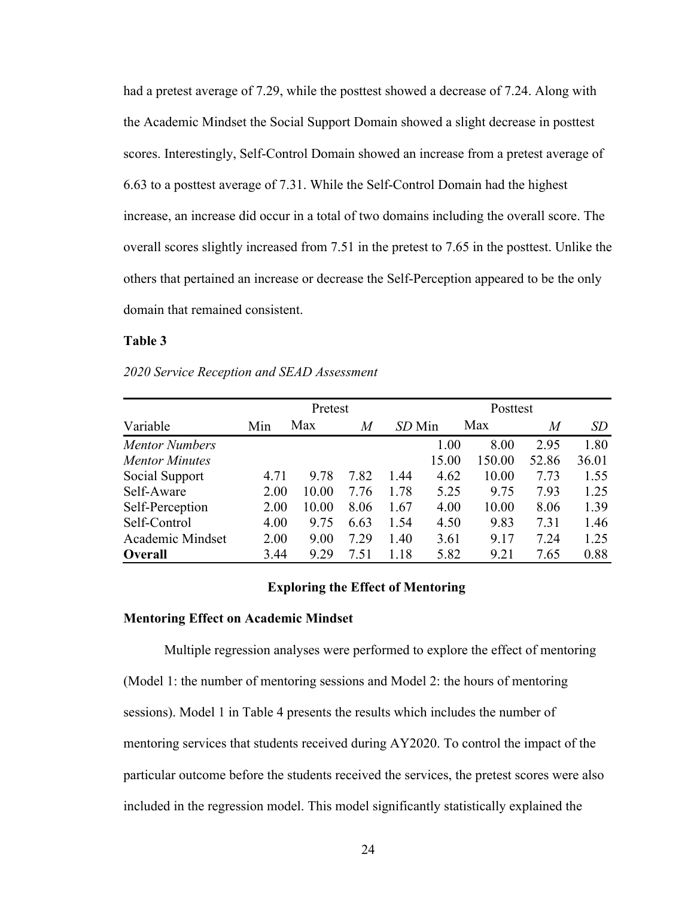had a pretest average of 7.29, while the posttest showed a decrease of 7.24. Along with the Academic Mindset the Social Support Domain showed a slight decrease in posttest scores. Interestingly, Self-Control Domain showed an increase from a pretest average of 6.63 to a posttest average of 7.31. While the Self-Control Domain had the highest increase, an increase did occur in a total of two domains including the overall score. The overall scores slightly increased from 7.51 in the pretest to 7.65 in the posttest. Unlike the others that pertained an increase or decrease the Self-Perception appeared to be the only domain that remained consistent.

**Table 3**

*2020 Service Reception and SEAD Assessment*

| | Pretest | | | | Posttest | | | |
|---|---|---|---|---|---|---|---|---|
| Variable | Min | Max | *M* | *SD* | Min | Max | *M* | *SD* |
| *Mentor Numbers* | | | | | 1.00 | 8.00 | 2.95 | 1.80 |
| *Mentor Minutes* | | | | | 15.00 | 150.00 | 52.86 | 36.01 |
| Social Support | 4.71 | 9.78 | 7.82 | 1.44 | 4.62 | 10.00 | 7.73 | 1.55 |
| Self-Aware | 2.00 | 10.00 | 7.76 | 1.78 | 5.25 | 9.75 | 7.93 | 1.25 |
| Self-Perception | 2.00 | 10.00 | 8.06 | 1.67 | 4.00 | 10.00 | 8.06 | 1.39 |
| Self-Control | 4.00 | 9.75 | 6.63 | 1.54 | 4.50 | 9.83 | 7.31 | 1.46 |
| Academic Mindset | 2.00 | 9.00 | 7.29 | 1.40 | 3.61 | 9.17 | 7.24 | 1.25 |
| **Overall** | 3.44 | 9.29 | 7.51 | 1.18 | 5.82 | 9.21 | 7.65 | 0.88 |

## Exploring the Effect of Mentoring

### Mentoring Effect on Academic Mindset

Multiple regression analyses were performed to explore the effect of mentoring (Model 1: the number of mentoring sessions and Model 2: the hours of mentoring sessions). Model 1 in Table 4 presents the results which includes the number of mentoring services that students received during AY2020. To control the impact of the particular outcome before the students received the services, the pretest scores were also included in the regression model. This model significantly statistically explained the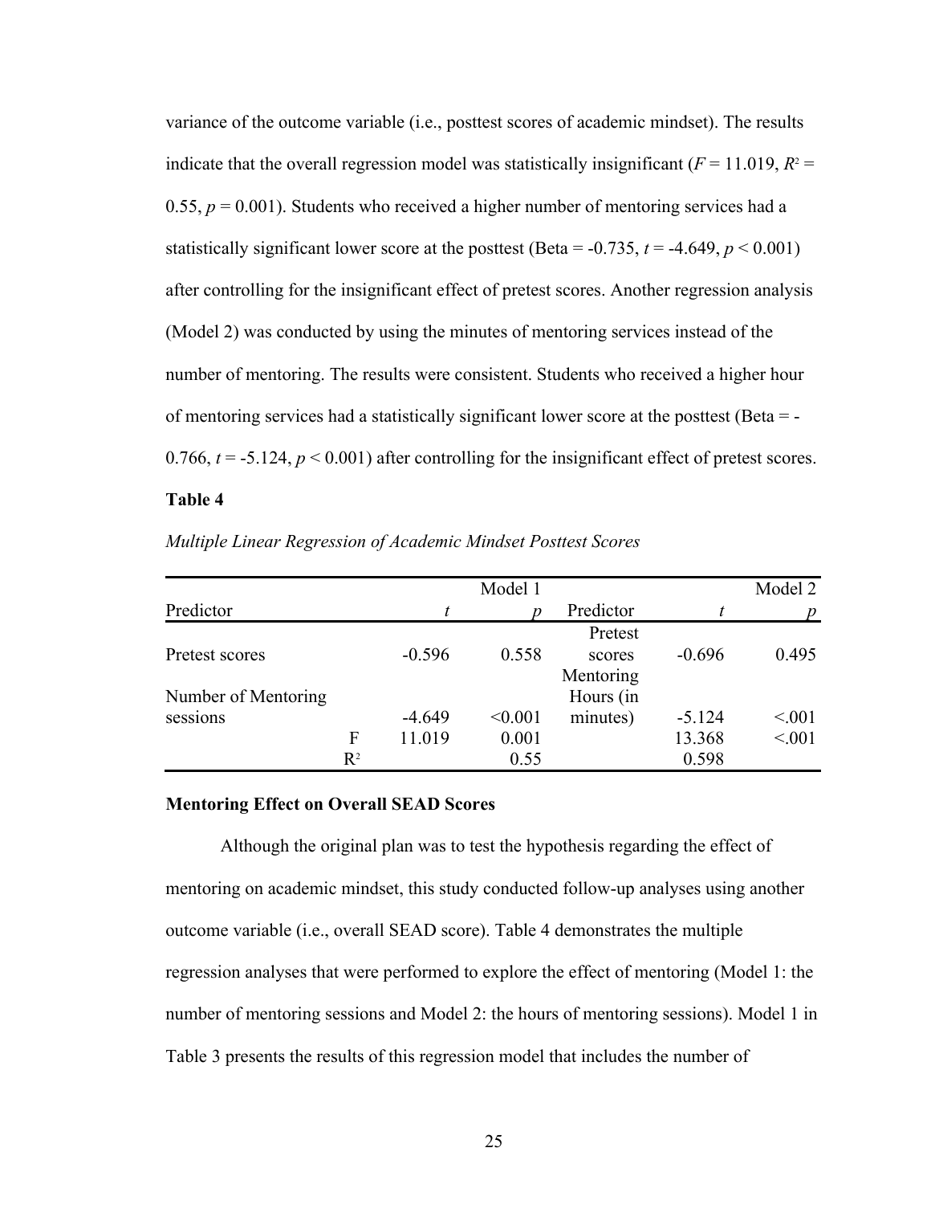variance of the outcome variable (i.e., posttest scores of academic mindset). The results indicate that the overall regression model was statistically insignificant ($F$ = 11.019, $R^2$ = 0.55, $p$ = 0.001). Students who received a higher number of mentoring services had a statistically significant lower score at the posttest (Beta = -0.735, $t$ = -4.649, $p$ < 0.001) after controlling for the insignificant effect of pretest scores. Another regression analysis (Model 2) was conducted by using the minutes of mentoring services instead of the number of mentoring. The results were consistent. Students who received a higher hour of mentoring services had a statistically significant lower score at the posttest (Beta = -0.766, $t$ = -5.124, $p$ < 0.001) after controlling for the insignificant effect of pretest scores.

**Table 4**

*Multiple Linear Regression of Academic Mindset Posttest Scores*

| | | Model 1 | | | | Model 2 |
|---|---|---|---|---|---|---|
| Predictor | | $t$ | $p$ | Predictor | $t$ | $p$ |
| Pretest scores | | -0.596 | 0.558 | Pretest scores | -0.696 | 0.495 |
| Number of Mentoring sessions | | -4.649 | <0.001 | Mentoring Hours (in minutes) | -5.124 | <.001 |
| | F | 11.019 | 0.001 | | 13.368 | <.001 |
| | $R^2$ | | 0.55 | | 0.598 | |

**Mentoring Effect on Overall SEAD Scores**

Although the original plan was to test the hypothesis regarding the effect of mentoring on academic mindset, this study conducted follow-up analyses using another outcome variable (i.e., overall SEAD score). Table 4 demonstrates the multiple regression analyses that were performed to explore the effect of mentoring (Model 1: the number of mentoring sessions and Model 2: the hours of mentoring sessions). Model 1 in Table 3 presents the results of this regression model that includes the number of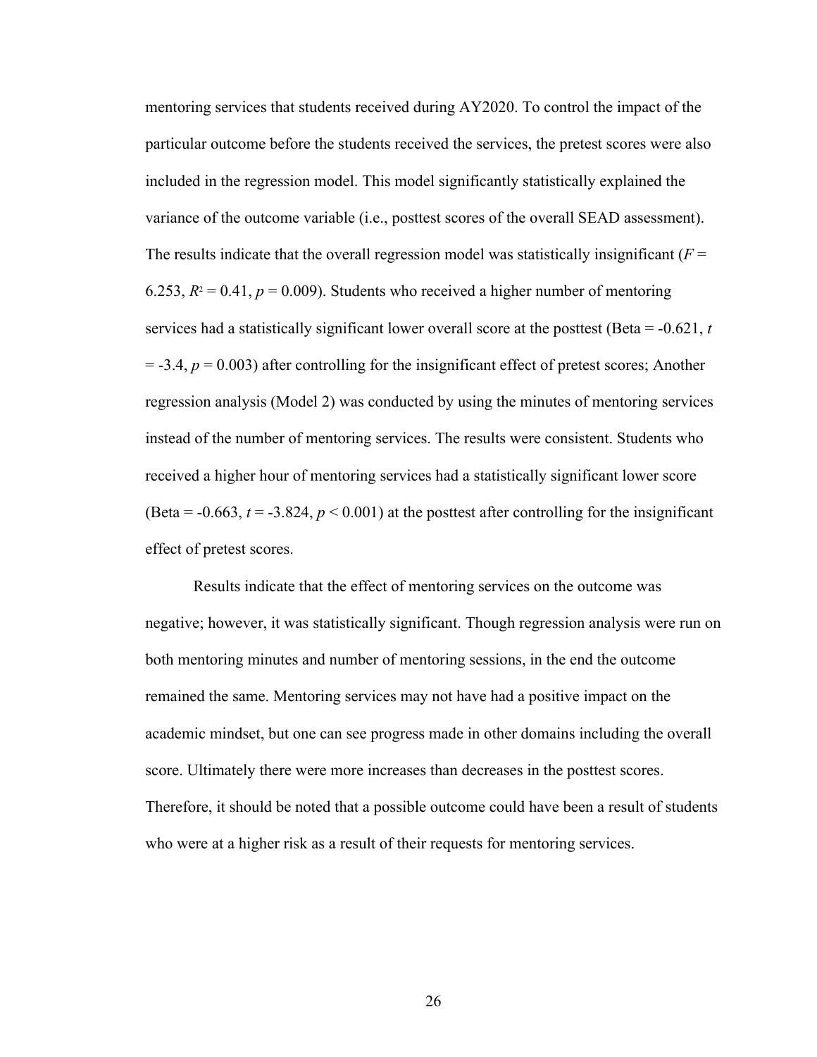mentoring services that students received during AY2020. To control the impact of the particular outcome before the students received the services, the pretest scores were also included in the regression model. This model significantly statistically explained the variance of the outcome variable (i.e., posttest scores of the overall SEAD assessment). The results indicate that the overall regression model was statistically insignificant ($F$ = 6.253, $R^2$ = 0.41, $p$ = 0.009). Students who received a higher number of mentoring services had a statistically significant lower overall score at the posttest (Beta = -0.621, $t$ = -3.4, $p$ = 0.003) after controlling for the insignificant effect of pretest scores; Another regression analysis (Model 2) was conducted by using the minutes of mentoring services instead of the number of mentoring services. The results were consistent. Students who received a higher hour of mentoring services had a statistically significant lower score (Beta = -0.663, $t$ = -3.824, $p$ < 0.001) at the posttest after controlling for the insignificant effect of pretest scores.

Results indicate that the effect of mentoring services on the outcome was negative; however, it was statistically significant. Though regression analysis were run on both mentoring minutes and number of mentoring sessions, in the end the outcome remained the same. Mentoring services may not have had a positive impact on the academic mindset, but one can see progress made in other domains including the overall score. Ultimately there were more increases than decreases in the posttest scores. Therefore, it should be noted that a possible outcome could have been a result of students who were at a higher risk as a result of their requests for mentoring services.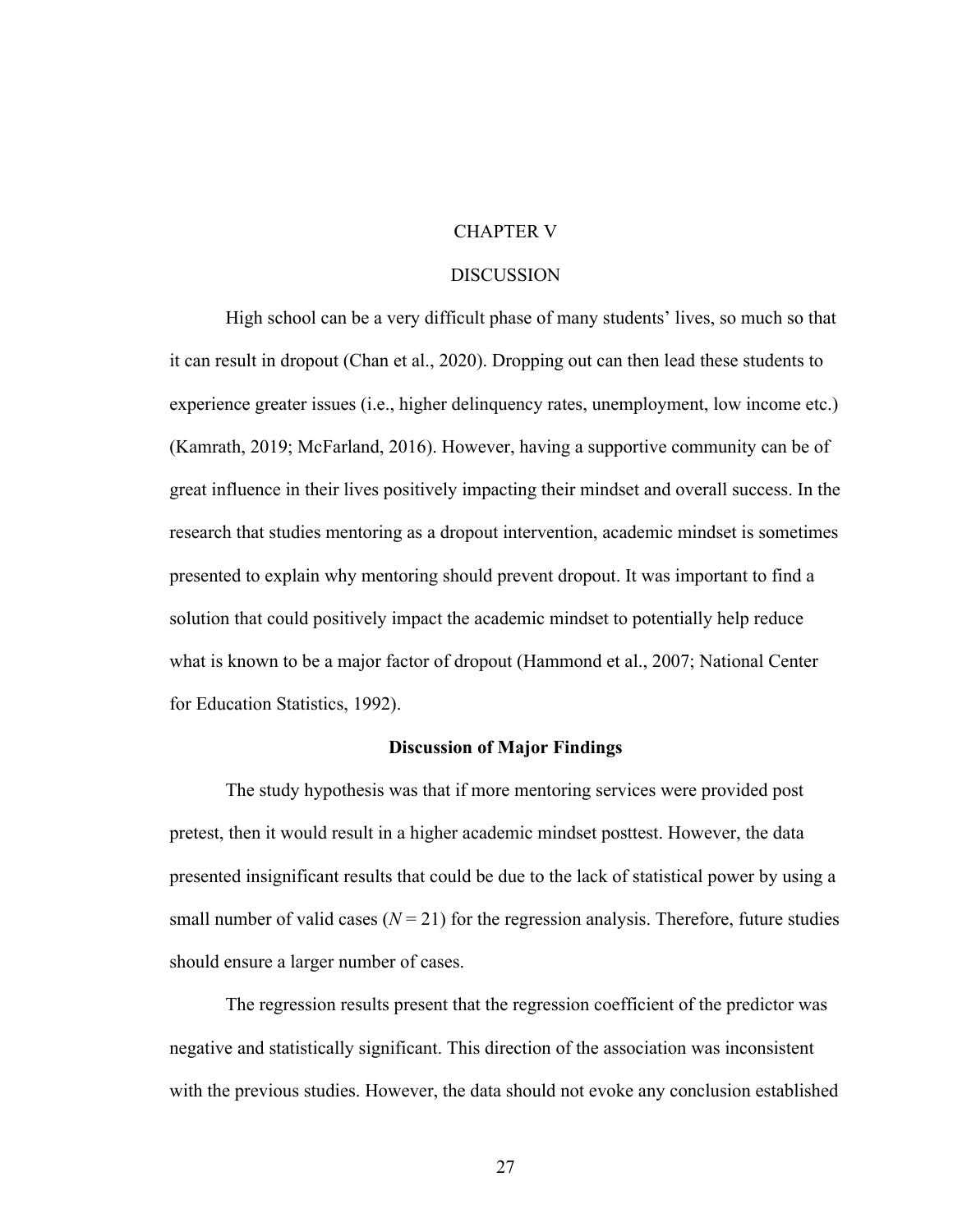# CHAPTER V

# DISCUSSION

High school can be a very difficult phase of many students' lives, so much so that it can result in dropout (Chan et al., 2020). Dropping out can then lead these students to experience greater issues (i.e., higher delinquency rates, unemployment, low income etc.) (Kamrath, 2019; McFarland, 2016). However, having a supportive community can be of great influence in their lives positively impacting their mindset and overall success. In the research that studies mentoring as a dropout intervention, academic mindset is sometimes presented to explain why mentoring should prevent dropout. It was important to find a solution that could positively impact the academic mindset to potentially help reduce what is known to be a major factor of dropout (Hammond et al., 2007; National Center for Education Statistics, 1992).

## Discussion of Major Findings

The study hypothesis was that if more mentoring services were provided post pretest, then it would result in a higher academic mindset posttest. However, the data presented insignificant results that could be due to the lack of statistical power by using a small number of valid cases ($N = 21$) for the regression analysis. Therefore, future studies should ensure a larger number of cases.

The regression results present that the regression coefficient of the predictor was negative and statistically significant. This direction of the association was inconsistent with the previous studies. However, the data should not evoke any conclusion established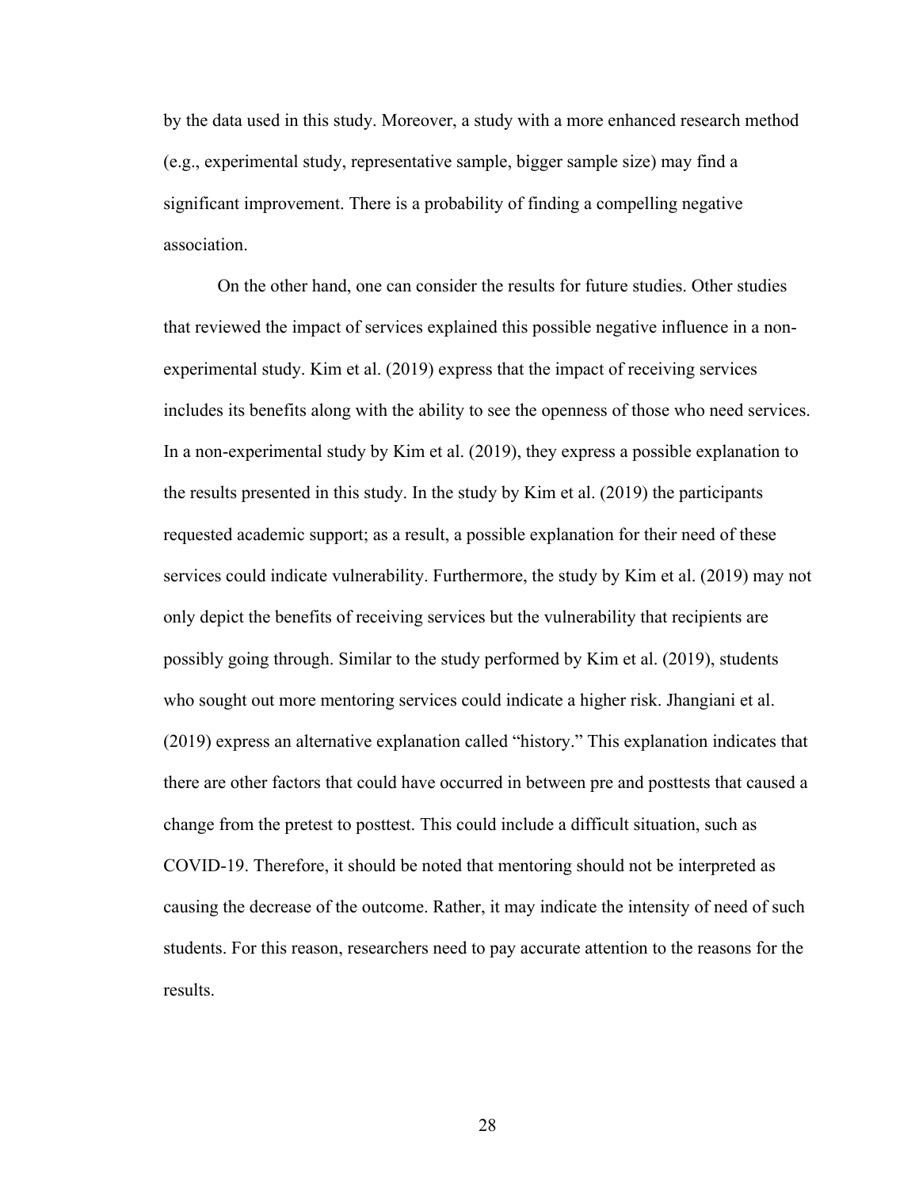by the data used in this study. Moreover, a study with a more enhanced research method (e.g., experimental study, representative sample, bigger sample size) may find a significant improvement. There is a probability of finding a compelling negative association.

On the other hand, one can consider the results for future studies. Other studies that reviewed the impact of services explained this possible negative influence in a non-experimental study. Kim et al. (2019) express that the impact of receiving services includes its benefits along with the ability to see the openness of those who need services. In a non-experimental study by Kim et al. (2019), they express a possible explanation to the results presented in this study. In the study by Kim et al. (2019) the participants requested academic support; as a result, a possible explanation for their need of these services could indicate vulnerability. Furthermore, the study by Kim et al. (2019) may not only depict the benefits of receiving services but the vulnerability that recipients are possibly going through. Similar to the study performed by Kim et al. (2019), students who sought out more mentoring services could indicate a higher risk. Jhangiani et al. (2019) express an alternative explanation called "history." This explanation indicates that there are other factors that could have occurred in between pre and posttests that caused a change from the pretest to posttest. This could include a difficult situation, such as COVID-19. Therefore, it should be noted that mentoring should not be interpreted as causing the decrease of the outcome. Rather, it may indicate the intensity of need of such students. For this reason, researchers need to pay accurate attention to the reasons for the results.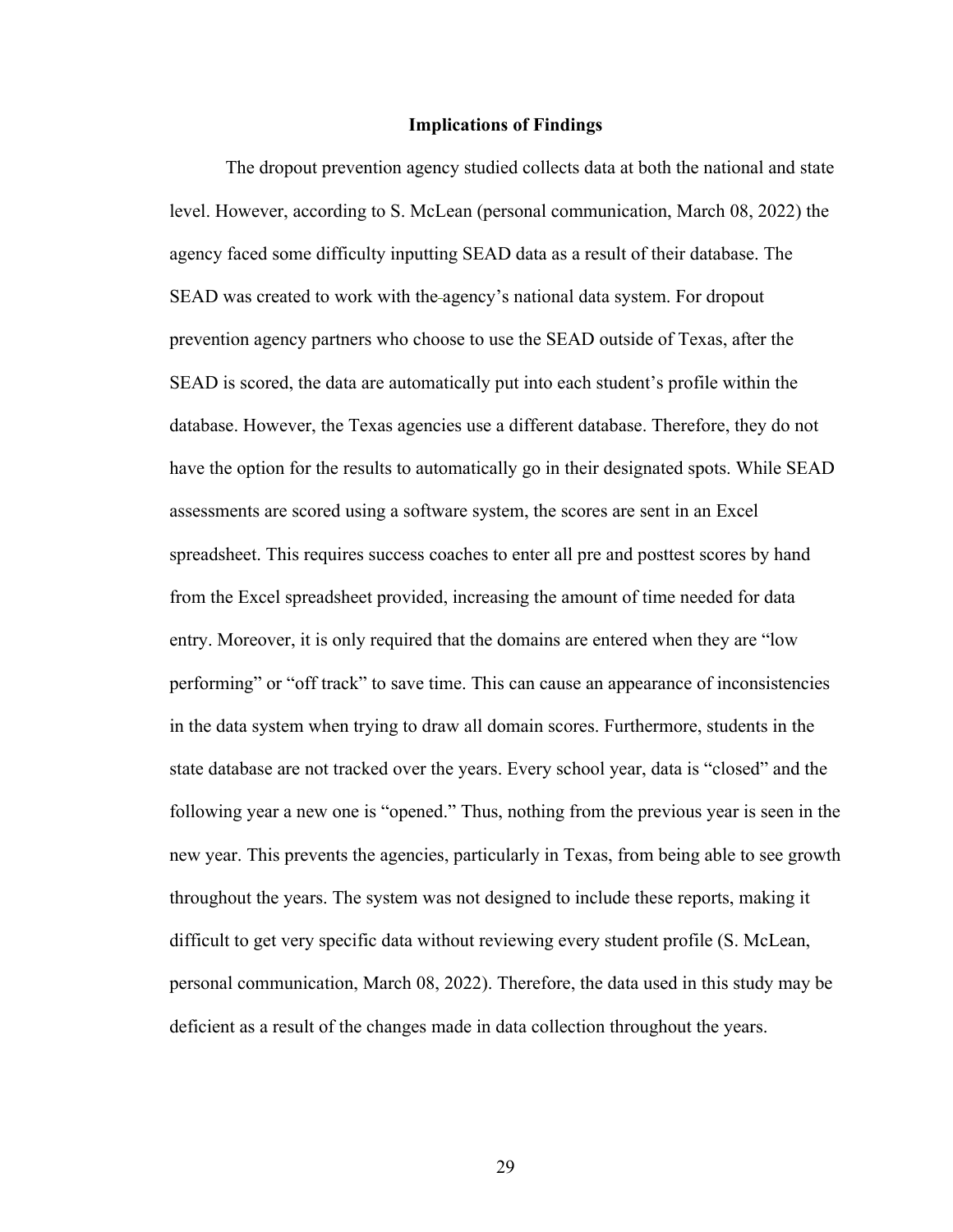## Implications of Findings

The dropout prevention agency studied collects data at both the national and state level. However, according to S. McLean (personal communication, March 08, 2022) the agency faced some difficulty inputting SEAD data as a result of their database. The SEAD was created to work with the agency's national data system. For dropout prevention agency partners who choose to use the SEAD outside of Texas, after the SEAD is scored, the data are automatically put into each student's profile within the database. However, the Texas agencies use a different database. Therefore, they do not have the option for the results to automatically go in their designated spots. While SEAD assessments are scored using a software system, the scores are sent in an Excel spreadsheet. This requires success coaches to enter all pre and posttest scores by hand from the Excel spreadsheet provided, increasing the amount of time needed for data entry. Moreover, it is only required that the domains are entered when they are "low performing" or "off track" to save time. This can cause an appearance of inconsistencies in the data system when trying to draw all domain scores. Furthermore, students in the state database are not tracked over the years. Every school year, data is "closed" and the following year a new one is "opened." Thus, nothing from the previous year is seen in the new year. This prevents the agencies, particularly in Texas, from being able to see growth throughout the years. The system was not designed to include these reports, making it difficult to get very specific data without reviewing every student profile (S. McLean, personal communication, March 08, 2022). Therefore, the data used in this study may be deficient as a result of the changes made in data collection throughout the years.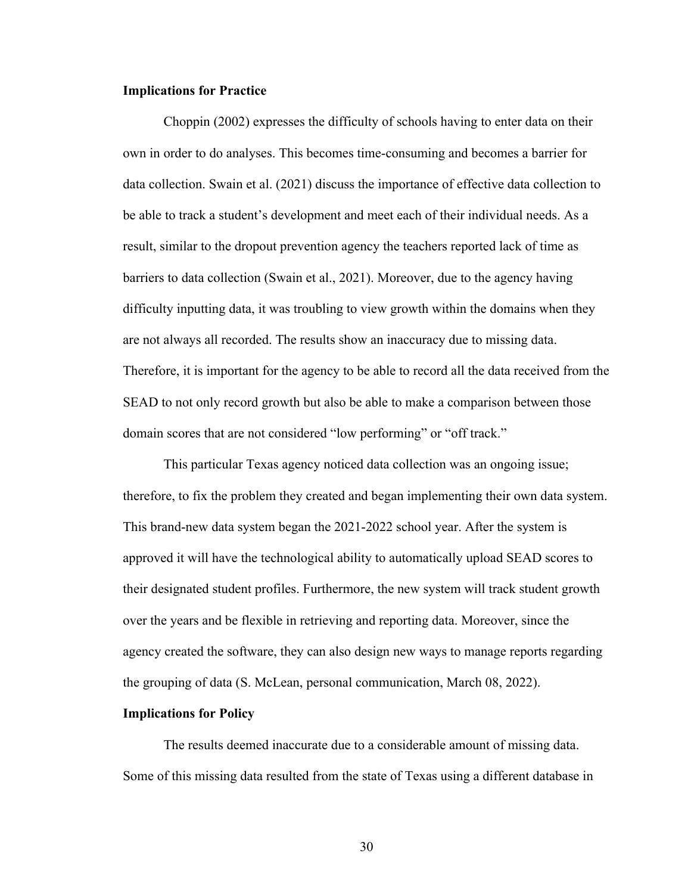### Implications for Practice

Choppin (2002) expresses the difficulty of schools having to enter data on their own in order to do analyses. This becomes time-consuming and becomes a barrier for data collection. Swain et al. (2021) discuss the importance of effective data collection to be able to track a student's development and meet each of their individual needs. As a result, similar to the dropout prevention agency the teachers reported lack of time as barriers to data collection (Swain et al., 2021). Moreover, due to the agency having difficulty inputting data, it was troubling to view growth within the domains when they are not always all recorded. The results show an inaccuracy due to missing data. Therefore, it is important for the agency to be able to record all the data received from the SEAD to not only record growth but also be able to make a comparison between those domain scores that are not considered "low performing" or "off track."

This particular Texas agency noticed data collection was an ongoing issue; therefore, to fix the problem they created and began implementing their own data system. This brand-new data system began the 2021-2022 school year. After the system is approved it will have the technological ability to automatically upload SEAD scores to their designated student profiles. Furthermore, the new system will track student growth over the years and be flexible in retrieving and reporting data. Moreover, since the agency created the software, they can also design new ways to manage reports regarding the grouping of data (S. McLean, personal communication, March 08, 2022).

### Implications for Policy

The results deemed inaccurate due to a considerable amount of missing data. Some of this missing data resulted from the state of Texas using a different database in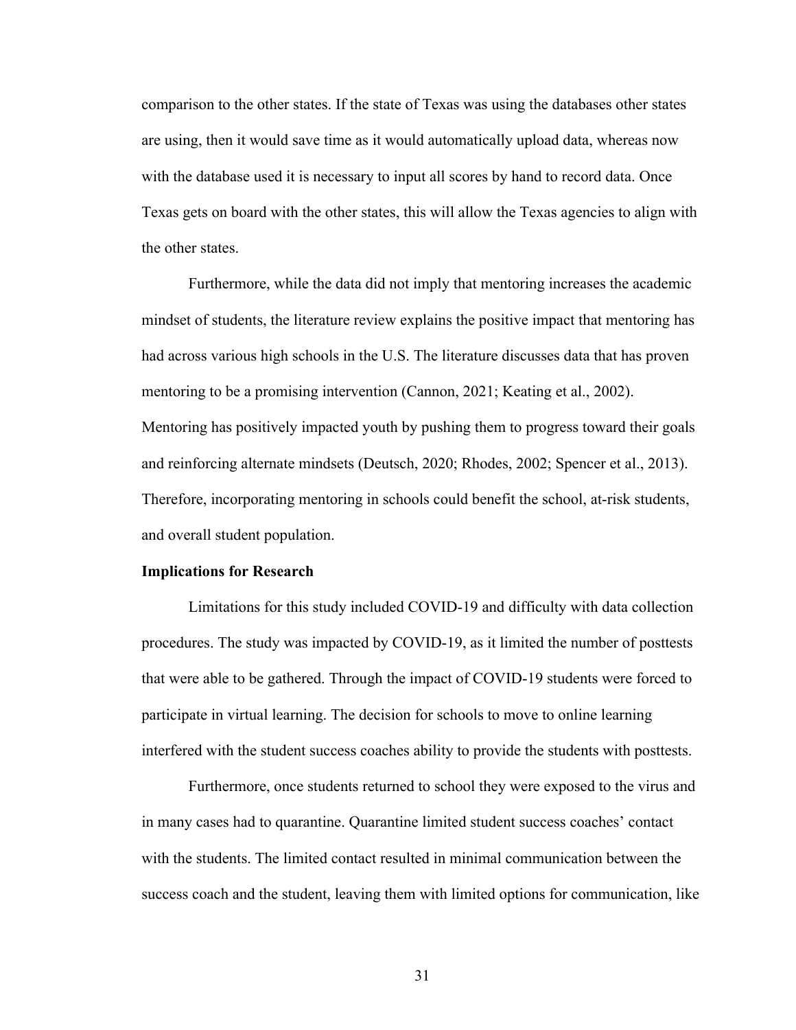comparison to the other states. If the state of Texas was using the databases other states are using, then it would save time as it would automatically upload data, whereas now with the database used it is necessary to input all scores by hand to record data. Once Texas gets on board with the other states, this will allow the Texas agencies to align with the other states.

Furthermore, while the data did not imply that mentoring increases the academic mindset of students, the literature review explains the positive impact that mentoring has had across various high schools in the U.S. The literature discusses data that has proven mentoring to be a promising intervention (Cannon, 2021; Keating et al., 2002). Mentoring has positively impacted youth by pushing them to progress toward their goals and reinforcing alternate mindsets (Deutsch, 2020; Rhodes, 2002; Spencer et al., 2013). Therefore, incorporating mentoring in schools could benefit the school, at-risk students, and overall student population.

**Implications for Research**

Limitations for this study included COVID-19 and difficulty with data collection procedures. The study was impacted by COVID-19, as it limited the number of posttests that were able to be gathered. Through the impact of COVID-19 students were forced to participate in virtual learning. The decision for schools to move to online learning interfered with the student success coaches ability to provide the students with posttests.

Furthermore, once students returned to school they were exposed to the virus and in many cases had to quarantine. Quarantine limited student success coaches' contact with the students. The limited contact resulted in minimal communication between the success coach and the student, leaving them with limited options for communication, like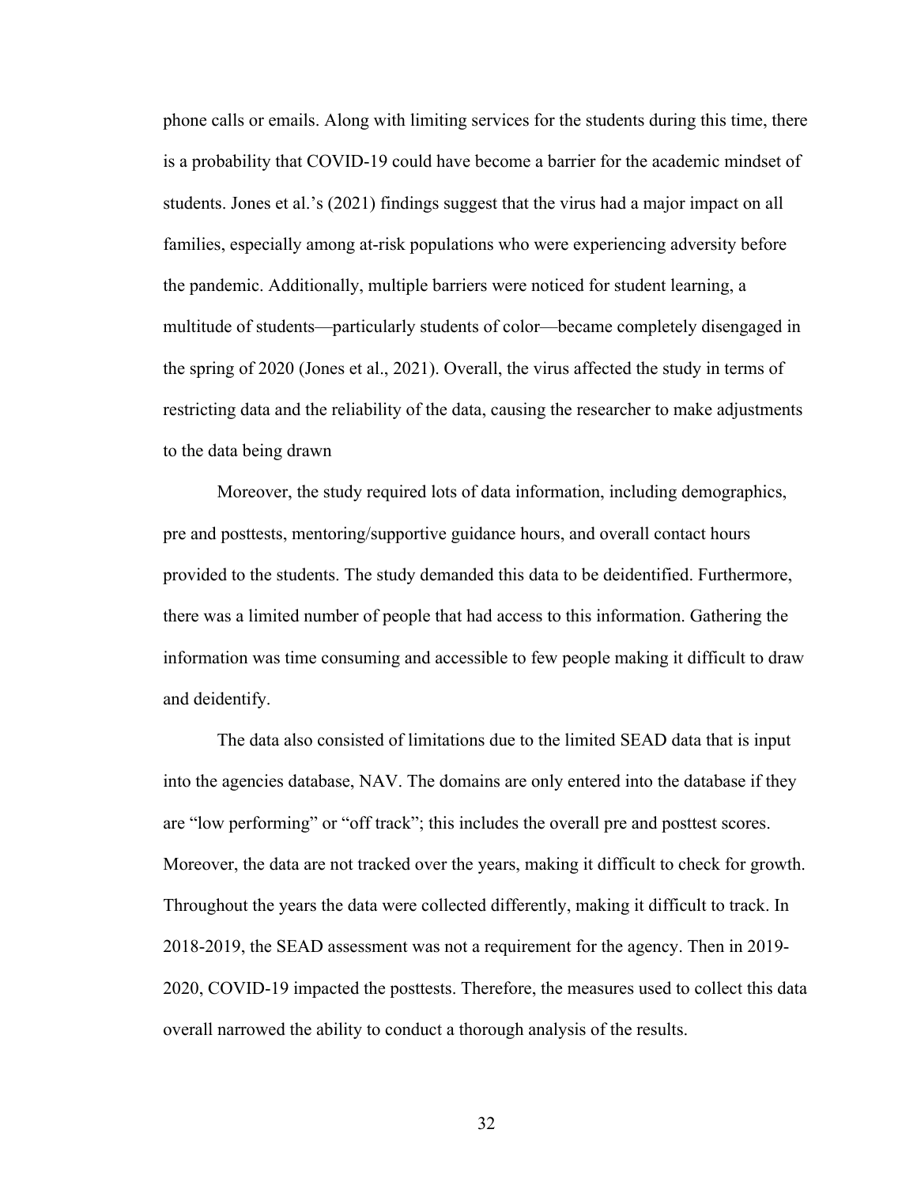phone calls or emails. Along with limiting services for the students during this time, there is a probability that COVID-19 could have become a barrier for the academic mindset of students. Jones et al.'s (2021) findings suggest that the virus had a major impact on all families, especially among at-risk populations who were experiencing adversity before the pandemic. Additionally, multiple barriers were noticed for student learning, a multitude of students—particularly students of color—became completely disengaged in the spring of 2020 (Jones et al., 2021). Overall, the virus affected the study in terms of restricting data and the reliability of the data, causing the researcher to make adjustments to the data being drawn

Moreover, the study required lots of data information, including demographics, pre and posttests, mentoring/supportive guidance hours, and overall contact hours provided to the students. The study demanded this data to be deidentified. Furthermore, there was a limited number of people that had access to this information. Gathering the information was time consuming and accessible to few people making it difficult to draw and deidentify.

The data also consisted of limitations due to the limited SEAD data that is input into the agencies database, NAV. The domains are only entered into the database if they are "low performing" or "off track"; this includes the overall pre and posttest scores. Moreover, the data are not tracked over the years, making it difficult to check for growth. Throughout the years the data were collected differently, making it difficult to track. In 2018-2019, the SEAD assessment was not a requirement for the agency. Then in 2019-2020, COVID-19 impacted the posttests. Therefore, the measures used to collect this data overall narrowed the ability to conduct a thorough analysis of the results.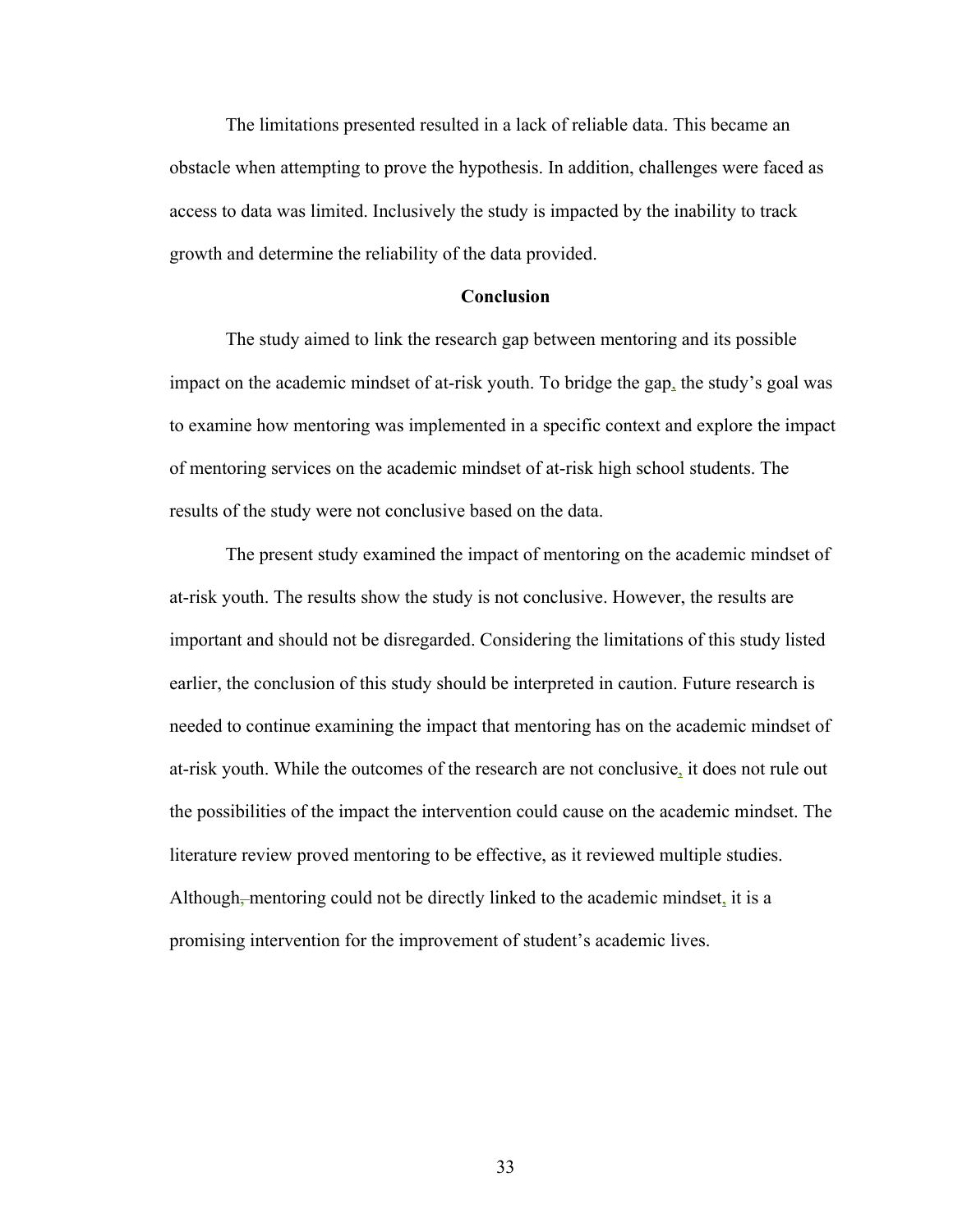The limitations presented resulted in a lack of reliable data. This became an obstacle when attempting to prove the hypothesis. In addition, challenges were faced as access to data was limited. Inclusively the study is impacted by the inability to track growth and determine the reliability of the data provided.

## Conclusion

The study aimed to link the research gap between mentoring and its possible impact on the academic mindset of at-risk youth. To bridge the gap, the study's goal was to examine how mentoring was implemented in a specific context and explore the impact of mentoring services on the academic mindset of at-risk high school students. The results of the study were not conclusive based on the data.

The present study examined the impact of mentoring on the academic mindset of at-risk youth. The results show the study is not conclusive. However, the results are important and should not be disregarded. Considering the limitations of this study listed earlier, the conclusion of this study should be interpreted in caution. Future research is needed to continue examining the impact that mentoring has on the academic mindset of at-risk youth. While the outcomes of the research are not conclusive, it does not rule out the possibilities of the impact the intervention could cause on the academic mindset. The literature review proved mentoring to be effective, as it reviewed multiple studies. Although mentoring could not be directly linked to the academic mindset, it is a promising intervention for the improvement of student's academic lives.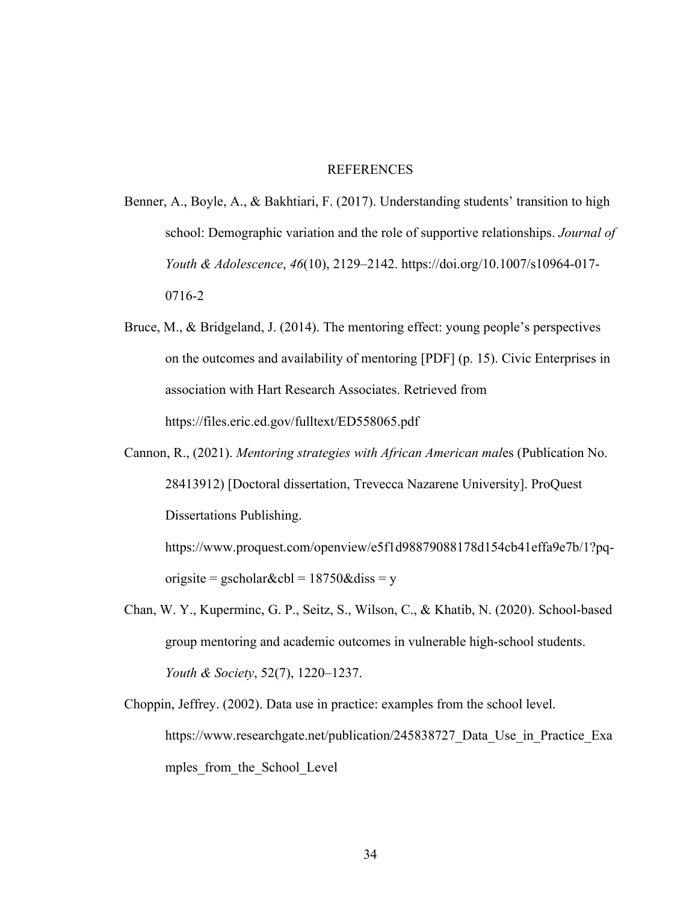# REFERENCES

Benner, A., Boyle, A., & Bakhtiari, F. (2017). Understanding students' transition to high school: Demographic variation and the role of supportive relationships. *Journal of Youth & Adolescence*, *46*(10), 2129–2142. https://doi.org/10.1007/s10964-017-0716-2

Bruce, M., & Bridgeland, J. (2014). The mentoring effect: young people's perspectives on the outcomes and availability of mentoring [PDF] (p. 15). Civic Enterprises in association with Hart Research Associates. Retrieved from https://files.eric.ed.gov/fulltext/ED558065.pdf

Cannon, R., (2021). *Mentoring strategies with African American mal*es (Publication No. 28413912) [Doctoral dissertation, Trevecca Nazarene University]. ProQuest Dissertations Publishing. https://www.proquest.com/openview/e5f1d98879088178d154cb41effa9e7b/1?pq-origsite = gscholar&cbl = 18750&diss = y

Chan, W. Y., Kuperminc, G. P., Seitz, S., Wilson, C., & Khatib, N. (2020). School-based group mentoring and academic outcomes in vulnerable high-school students. *Youth & Society*, 52(7), 1220–1237.

Choppin, Jeffrey. (2002). Data use in practice: examples from the school level. https://www.researchgate.net/publication/245838727_Data_Use_in_Practice_Examples_from_the_School_Level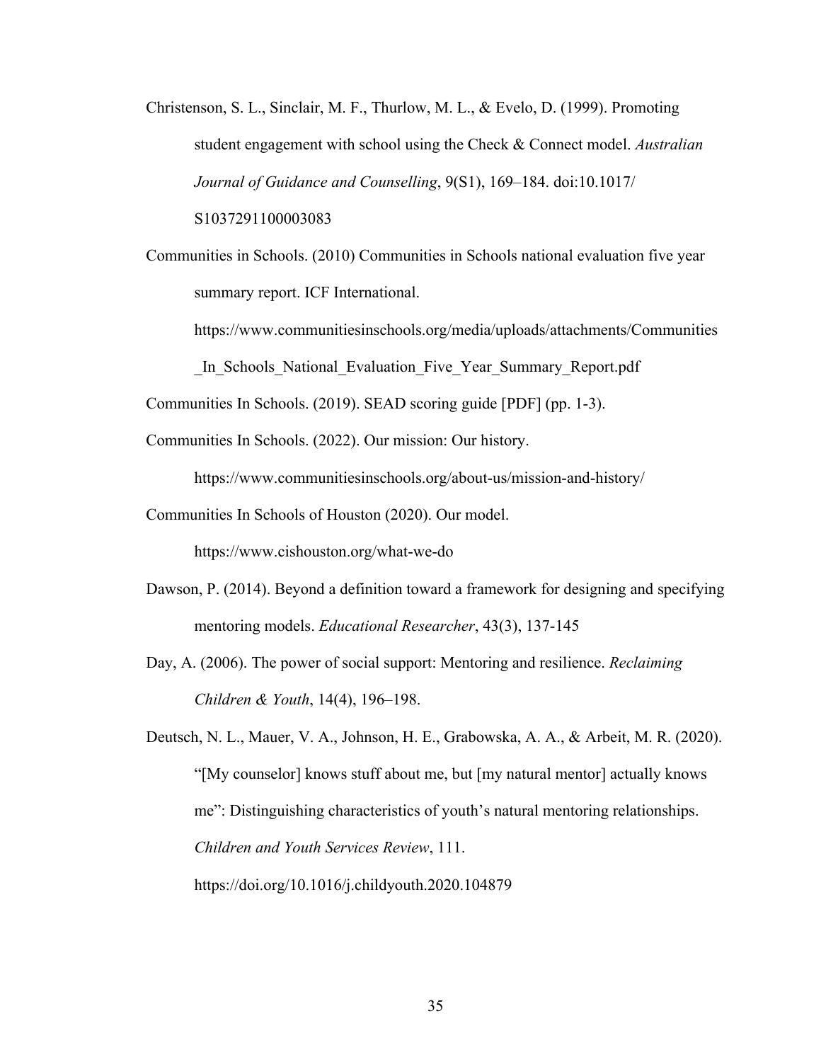Christenson, S. L., Sinclair, M. F., Thurlow, M. L., & Evelo, D. (1999). Promoting student engagement with school using the Check & Connect model. *Australian Journal of Guidance and Counselling*, 9(S1), 169–184. doi:10.1017/S1037291100003083

Communities in Schools. (2010) Communities in Schools national evaluation five year summary report. ICF International. https://www.communitiesinschools.org/media/uploads/attachments/Communities_In_Schools_National_Evaluation_Five_Year_Summary_Report.pdf

Communities In Schools. (2019). SEAD scoring guide [PDF] (pp. 1-3).

Communities In Schools. (2022). Our mission: Our history. https://www.communitiesinschools.org/about-us/mission-and-history/

Communities In Schools of Houston (2020). Our model. https://www.cishouston.org/what-we-do

Dawson, P. (2014). Beyond a definition toward a framework for designing and specifying mentoring models. *Educational Researcher*, 43(3), 137-145

Day, A. (2006). The power of social support: Mentoring and resilience. *Reclaiming Children & Youth*, 14(4), 196–198.

Deutsch, N. L., Mauer, V. A., Johnson, H. E., Grabowska, A. A., & Arbeit, M. R. (2020). "[My counselor] knows stuff about me, but [my natural mentor] actually knows me": Distinguishing characteristics of youth's natural mentoring relationships. *Children and Youth Services Review*, 111. https://doi.org/10.1016/j.childyouth.2020.104879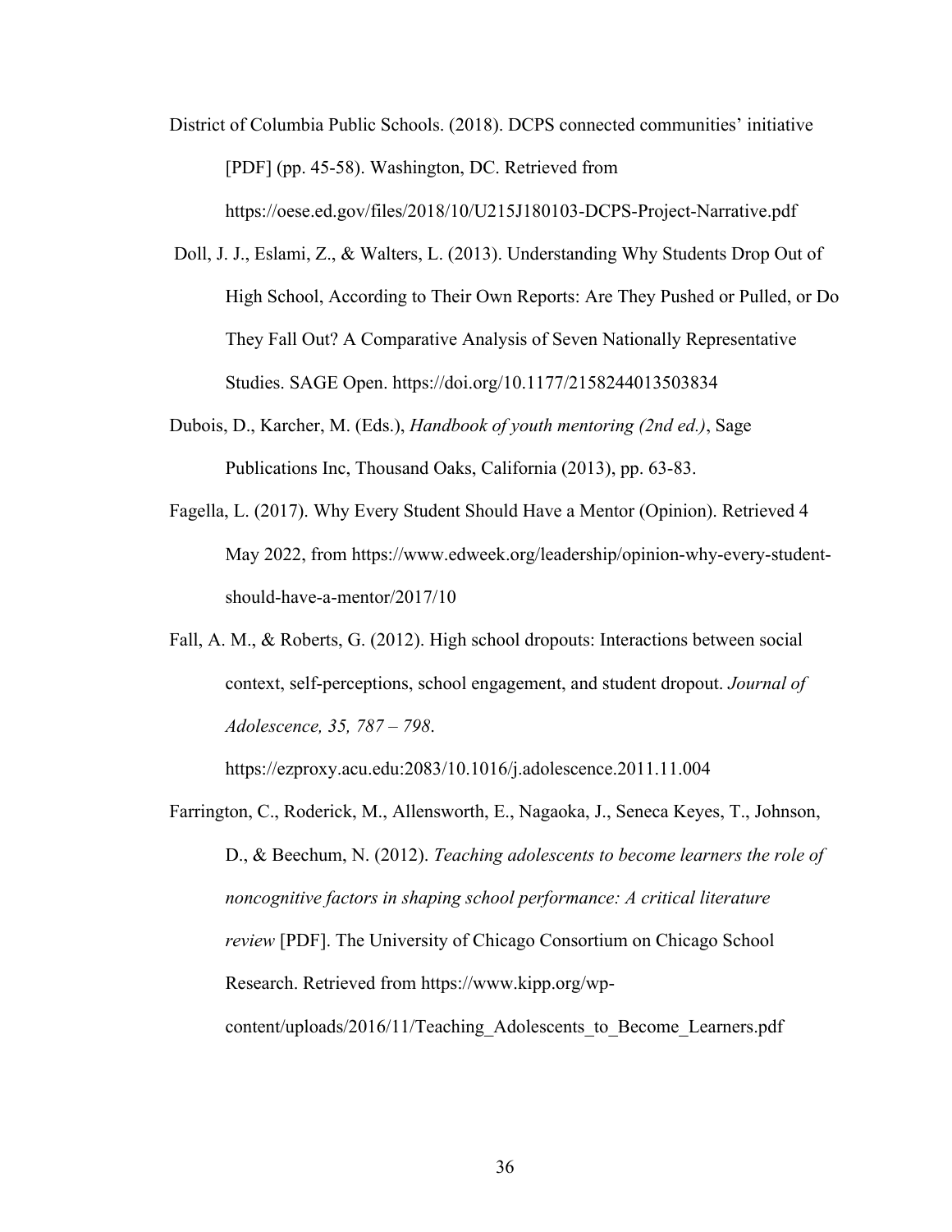District of Columbia Public Schools. (2018). DCPS connected communities' initiative [PDF] (pp. 45-58). Washington, DC. Retrieved from https://oese.ed.gov/files/2018/10/U215J180103-DCPS-Project-Narrative.pdf

Doll, J. J., Eslami, Z., & Walters, L. (2013). Understanding Why Students Drop Out of High School, According to Their Own Reports: Are They Pushed or Pulled, or Do They Fall Out? A Comparative Analysis of Seven Nationally Representative Studies. SAGE Open. https://doi.org/10.1177/2158244013503834

Dubois, D., Karcher, M. (Eds.), *Handbook of youth mentoring (2nd ed.)*, Sage Publications Inc, Thousand Oaks, California (2013), pp. 63-83.

Fagella, L. (2017). Why Every Student Should Have a Mentor (Opinion). Retrieved 4 May 2022, from https://www.edweek.org/leadership/opinion-why-every-student-should-have-a-mentor/2017/10

Fall, A. M., & Roberts, G. (2012). High school dropouts: Interactions between social context, self-perceptions, school engagement, and student dropout. *Journal of Adolescence, 35, 787 – 798*. https://ezproxy.acu.edu:2083/10.1016/j.adolescence.2011.11.004

Farrington, C., Roderick, M., Allensworth, E., Nagaoka, J., Seneca Keyes, T., Johnson, D., & Beechum, N. (2012). *Teaching adolescents to become learners the role of noncognitive factors in shaping school performance: A critical literature review* [PDF]. The University of Chicago Consortium on Chicago School Research. Retrieved from https://www.kipp.org/wp-content/uploads/2016/11/Teaching_Adolescents_to_Become_Learners.pdf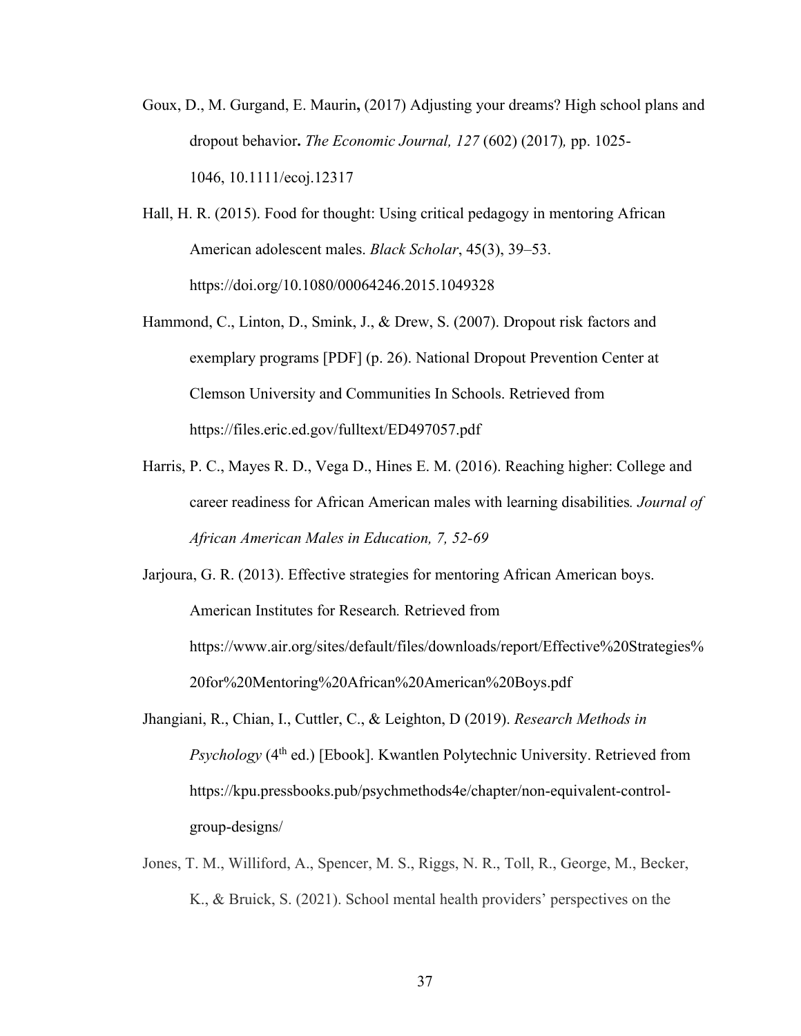Goux, D., M. Gurgand, E. Maurin**,** (2017) Adjusting your dreams? High school plans and dropout behavior**.** *The Economic Journal, 127* (602) (2017)*,* pp. 1025-1046, 10.1111/ecoj.12317

Hall, H. R. (2015). Food for thought: Using critical pedagogy in mentoring African American adolescent males. *Black Scholar*, 45(3), 39–53. https://doi.org/10.1080/00064246.2015.1049328

Hammond, C., Linton, D., Smink, J., & Drew, S. (2007). Dropout risk factors and exemplary programs [PDF] (p. 26). National Dropout Prevention Center at Clemson University and Communities In Schools. Retrieved from https://files.eric.ed.gov/fulltext/ED497057.pdf

Harris, P. C., Mayes R. D., Vega D., Hines E. M. (2016). Reaching higher: College and career readiness for African American males with learning disabilities*. Journal of African American Males in Education, 7, 52-69*

Jarjoura, G. R. (2013). Effective strategies for mentoring African American boys. American Institutes for Research*.* Retrieved from https://www.air.org/sites/default/files/downloads/report/Effective%20Strategies%20for%20Mentoring%20African%20American%20Boys.pdf

Jhangiani, R., Chian, I., Cuttler, C., & Leighton, D (2019). *Research Methods in Psychology* (4th ed.) [Ebook]. Kwantlen Polytechnic University. Retrieved from https://kpu.pressbooks.pub/psychmethods4e/chapter/non-equivalent-control-group-designs/

Jones, T. M., Williford, A., Spencer, M. S., Riggs, N. R., Toll, R., George, M., Becker, K., & Bruick, S. (2021). School mental health providers' perspectives on the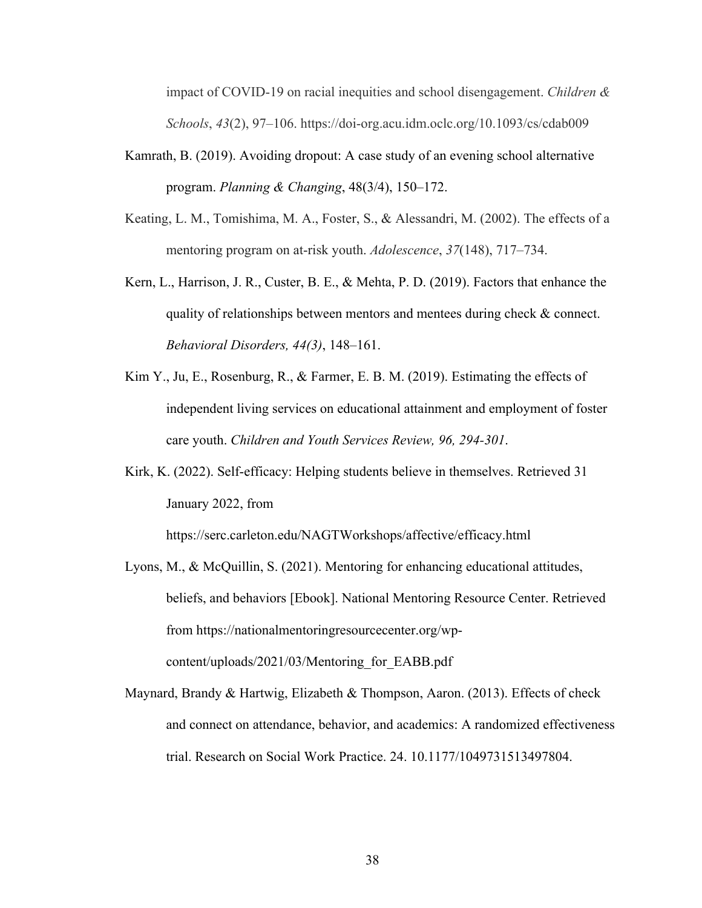impact of COVID-19 on racial inequities and school disengagement. *Children & Schools*, *43*(2), 97–106. https://doi-org.acu.idm.oclc.org/10.1093/cs/cdab009

Kamrath, B. (2019). Avoiding dropout: A case study of an evening school alternative program. *Planning & Changing*, 48(3/4), 150–172.

Keating, L. M., Tomishima, M. A., Foster, S., & Alessandri, M. (2002). The effects of a mentoring program on at-risk youth. *Adolescence*, *37*(148), 717–734.

Kern, L., Harrison, J. R., Custer, B. E., & Mehta, P. D. (2019). Factors that enhance the quality of relationships between mentors and mentees during check & connect. *Behavioral Disorders, 44(3)*, 148–161.

Kim Y., Ju, E., Rosenburg, R., & Farmer, E. B. M. (2019). Estimating the effects of independent living services on educational attainment and employment of foster care youth. *Children and Youth Services Review, 96, 294-301*.

Kirk, K. (2022). Self-efficacy: Helping students believe in themselves. Retrieved 31 January 2022, from https://serc.carleton.edu/NAGTWorkshops/affective/efficacy.html

Lyons, M., & McQuillin, S. (2021). Mentoring for enhancing educational attitudes, beliefs, and behaviors [Ebook]. National Mentoring Resource Center. Retrieved from https://nationalmentoringresourcecenter.org/wp-content/uploads/2021/03/Mentoring_for_EABB.pdf

Maynard, Brandy & Hartwig, Elizabeth & Thompson, Aaron. (2013). Effects of check and connect on attendance, behavior, and academics: A randomized effectiveness trial. Research on Social Work Practice. 24. 10.1177/1049731513497804.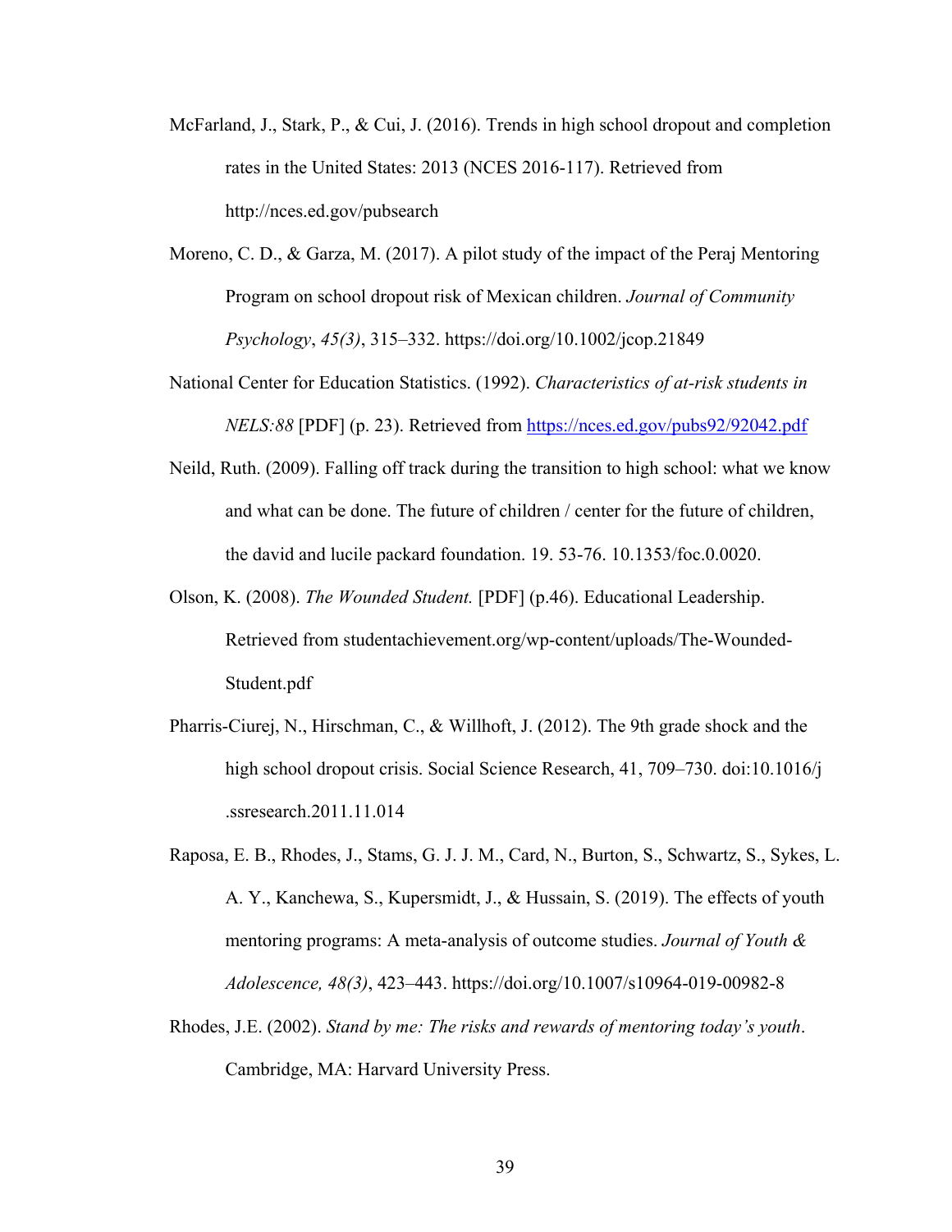McFarland, J., Stark, P., & Cui, J. (2016). Trends in high school dropout and completion rates in the United States: 2013 (NCES 2016-117). Retrieved from http://nces.ed.gov/pubsearch

Moreno, C. D., & Garza, M. (2017). A pilot study of the impact of the Peraj Mentoring Program on school dropout risk of Mexican children. *Journal of Community Psychology*, *45(3)*, 315–332. https://doi.org/10.1002/jcop.21849

National Center for Education Statistics. (1992). *Characteristics of at-risk students in NELS:88* [PDF] (p. 23). Retrieved from https://nces.ed.gov/pubs92/92042.pdf

Neild, Ruth. (2009). Falling off track during the transition to high school: what we know and what can be done. The future of children / center for the future of children, the david and lucile packard foundation. 19. 53-76. 10.1353/foc.0.0020.

Olson, K. (2008). *The Wounded Student.* [PDF] (p.46). Educational Leadership. Retrieved from studentachievement.org/wp-content/uploads/The-Wounded-Student.pdf

Pharris-Ciurej, N., Hirschman, C., & Willhoft, J. (2012). The 9th grade shock and the high school dropout crisis. Social Science Research, 41, 709–730. doi:10.1016/j.ssresearch.2011.11.014

Raposa, E. B., Rhodes, J., Stams, G. J. J. M., Card, N., Burton, S., Schwartz, S., Sykes, L. A. Y., Kanchewa, S., Kupersmidt, J., & Hussain, S. (2019). The effects of youth mentoring programs: A meta-analysis of outcome studies. *Journal of Youth & Adolescence, 48(3)*, 423–443. https://doi.org/10.1007/s10964-019-00982-8

Rhodes, J.E. (2002). *Stand by me: The risks and rewards of mentoring today's youth*. Cambridge, MA: Harvard University Press.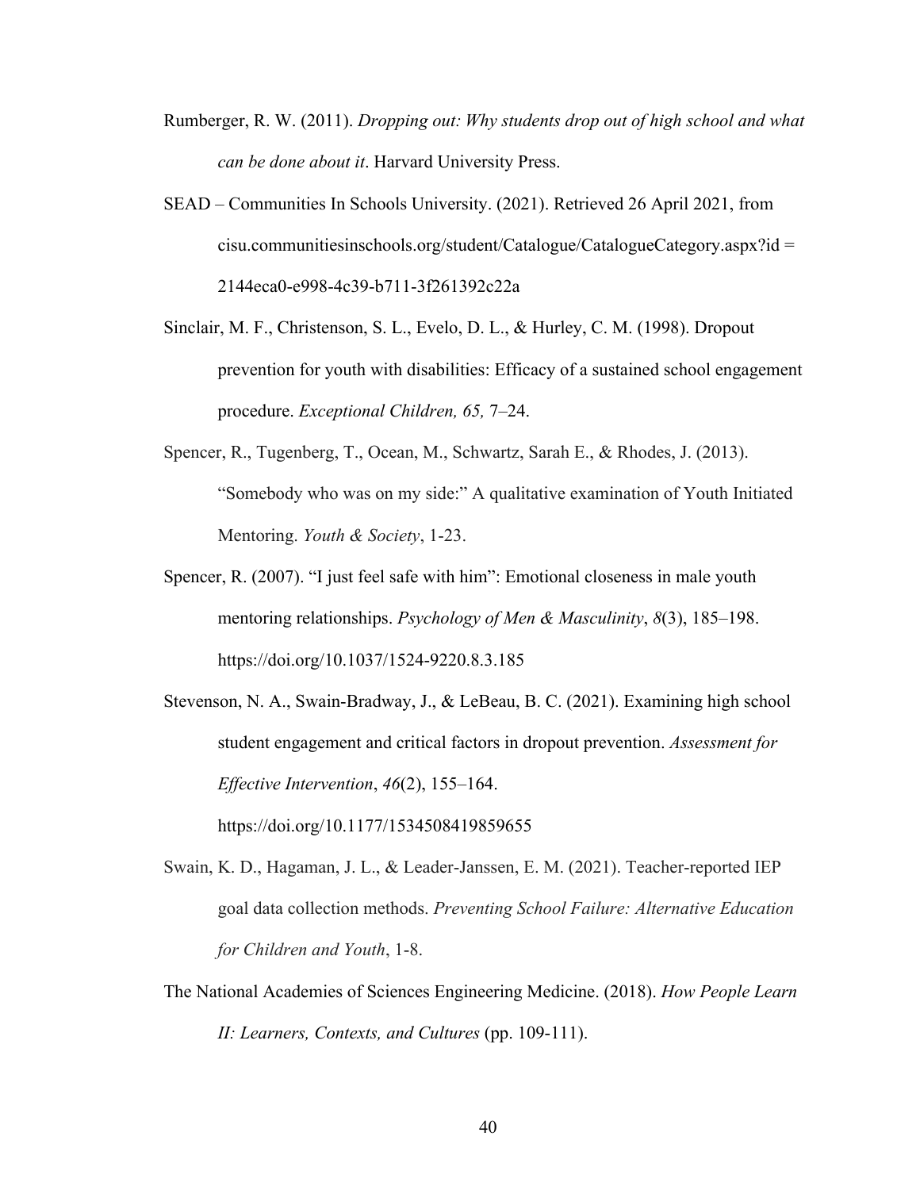Rumberger, R. W. (2011). *Dropping out: Why students drop out of high school and what can be done about it*. Harvard University Press.

SEAD – Communities In Schools University. (2021). Retrieved 26 April 2021, from cisu.communitiesinschools.org/student/Catalogue/CatalogueCategory.aspx?id = 2144eca0-e998-4c39-b711-3f261392c22a

Sinclair, M. F., Christenson, S. L., Evelo, D. L., & Hurley, C. M. (1998). Dropout prevention for youth with disabilities: Efficacy of a sustained school engagement procedure. *Exceptional Children, 65,* 7–24.

Spencer, R., Tugenberg, T., Ocean, M., Schwartz, Sarah E., & Rhodes, J. (2013). "Somebody who was on my side:" A qualitative examination of Youth Initiated Mentoring. *Youth & Society*, 1-23.

Spencer, R. (2007). "I just feel safe with him": Emotional closeness in male youth mentoring relationships. *Psychology of Men & Masculinity*, *8*(3), 185–198. https://doi.org/10.1037/1524-9220.8.3.185

Stevenson, N. A., Swain-Bradway, J., & LeBeau, B. C. (2021). Examining high school student engagement and critical factors in dropout prevention. *Assessment for Effective Intervention*, *46*(2), 155–164. https://doi.org/10.1177/1534508419859655

Swain, K. D., Hagaman, J. L., & Leader-Janssen, E. M. (2021). Teacher-reported IEP goal data collection methods. *Preventing School Failure: Alternative Education for Children and Youth*, 1-8.

The National Academies of Sciences Engineering Medicine. (2018). *How People Learn II: Learners, Contexts, and Cultures* (pp. 109-111).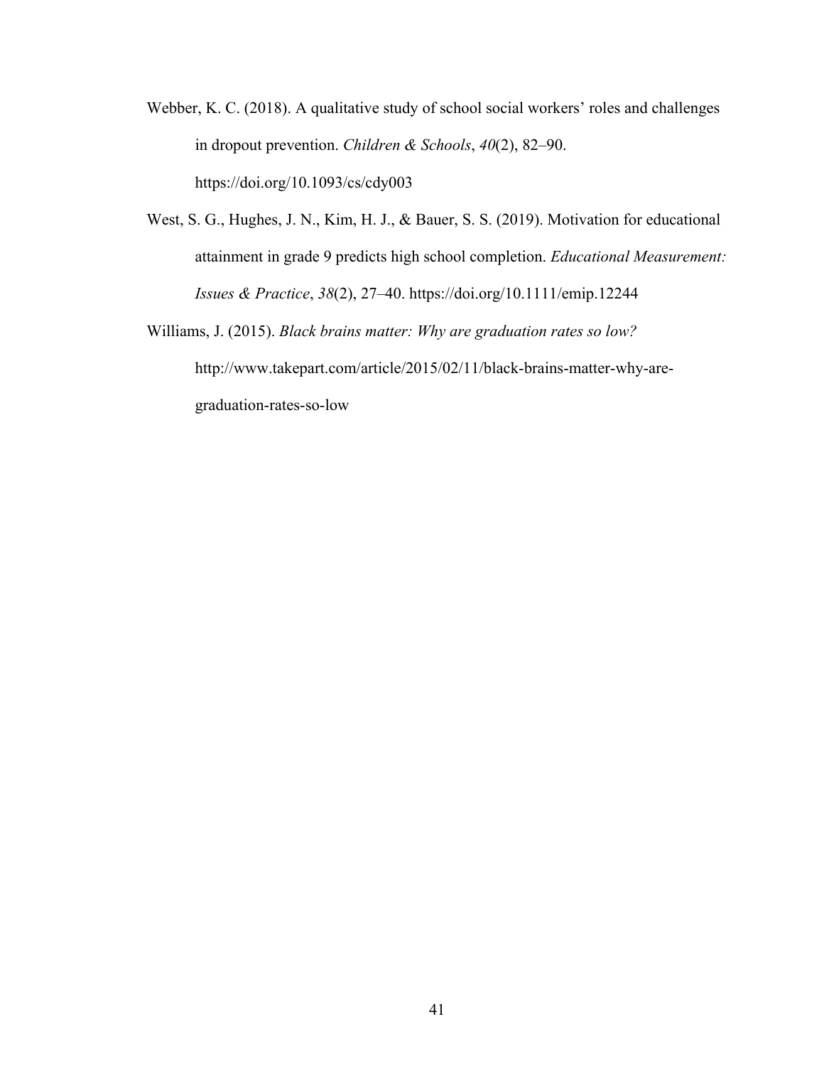Webber, K. C. (2018). A qualitative study of school social workers' roles and challenges in dropout prevention. *Children & Schools*, *40*(2), 82–90. https://doi.org/10.1093/cs/cdy003

West, S. G., Hughes, J. N., Kim, H. J., & Bauer, S. S. (2019). Motivation for educational attainment in grade 9 predicts high school completion. *Educational Measurement: Issues & Practice*, *38*(2), 27–40. https://doi.org/10.1111/emip.12244

Williams, J. (2015). *Black brains matter: Why are graduation rates so low?* http://www.takepart.com/article/2015/02/11/black-brains-matter-why-are-graduation-rates-so-low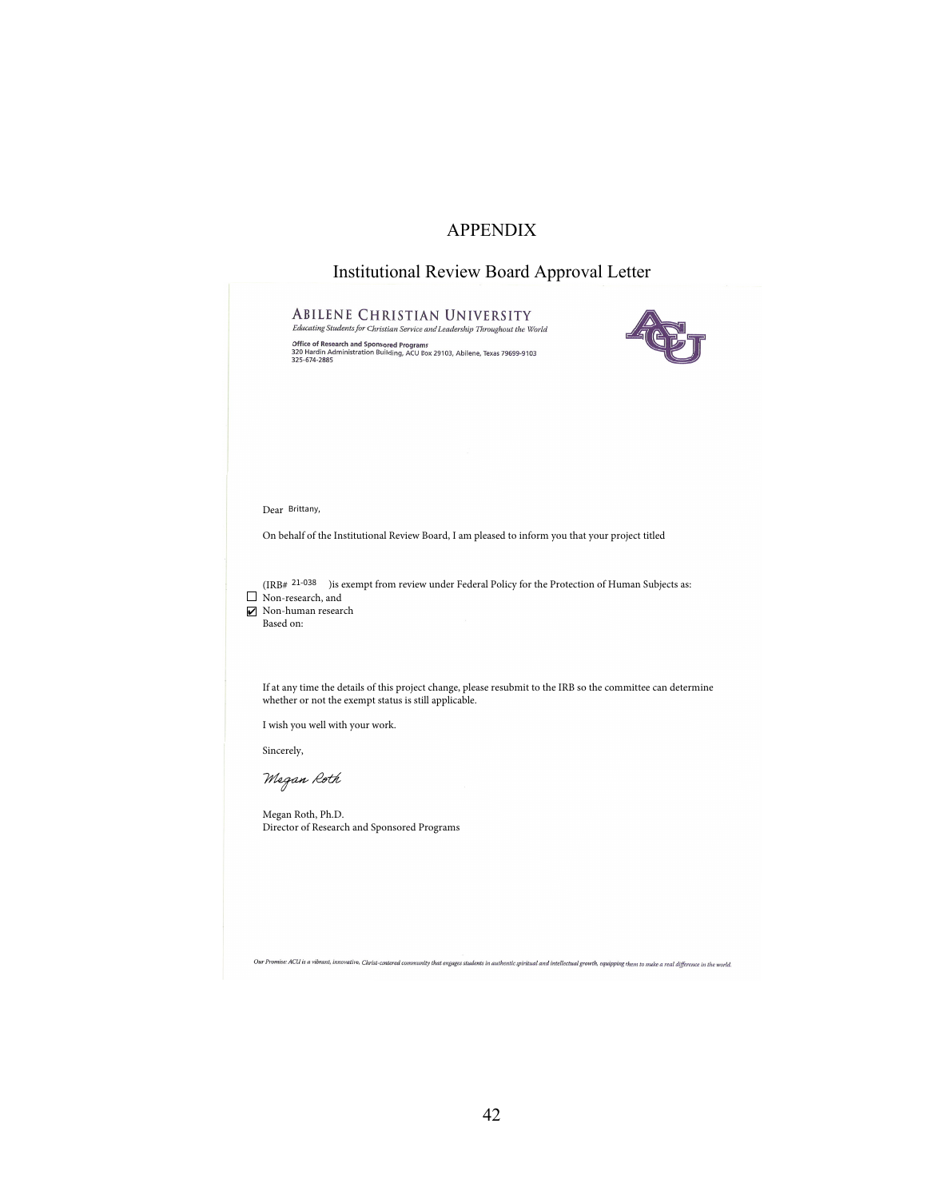# APPENDIX

## Institutional Review Board Approval Letter

**ABILENE CHRISTIAN UNIVERSITY**
*Educating Students for Christian Service and Leadership Throughout the World*

**Office of Research and Sponsored Programs**
320 Hardin Administration Building, ACU Box 29103, Abilene, Texas 79699-9103
325-674-2885

Dear Brittany,

On behalf of the Institutional Review Board, I am pleased to inform you that your project titled

(IRB# 21-038 )is exempt from review under Federal Policy for the Protection of Human Subjects as:

- [ ] Non-research, and
- [x] Non-human research

Based on:

If at any time the details of this project change, please resubmit to the IRB so the committee can determine whether or not the exempt status is still applicable.

I wish you well with your work.

Sincerely,

*Megan Roth*

Megan Roth, Ph.D.
Director of Research and Sponsored Programs

*Our Promise: ACU is a vibrant, innovative, Christ-centered community that engages students in authentic spiritual and intellectual growth, equipping them to make a real difference in the world.*